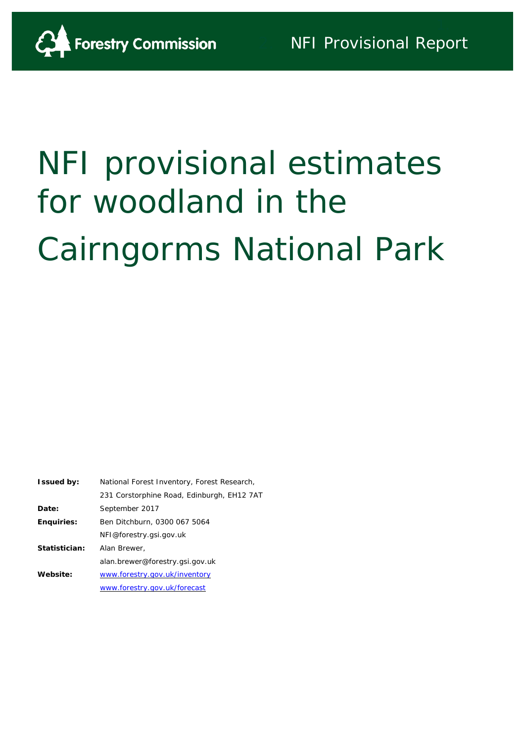Forestry Commission

NFI Provisional Report

# NFI provisional estimates for woodland in the Cairngorms National Park

| | |
|---|---|
| **Issued by:** | National Forest Inventory, Forest Research, |
| | 231 Corstorphine Road, Edinburgh, EH12 7AT |
| **Date:** | September 2017 |
| **Enquiries:** | Ben Ditchburn, 0300 067 5064 |
| | NFI@forestry.gsi.gov.uk |
| **Statistician:** | Alan Brewer, |
| | alan.brewer@forestry.gsi.gov.uk |
| **Website:** | www.forestry.gov.uk/inventory |
| | www.forestry.gov.uk/forecast |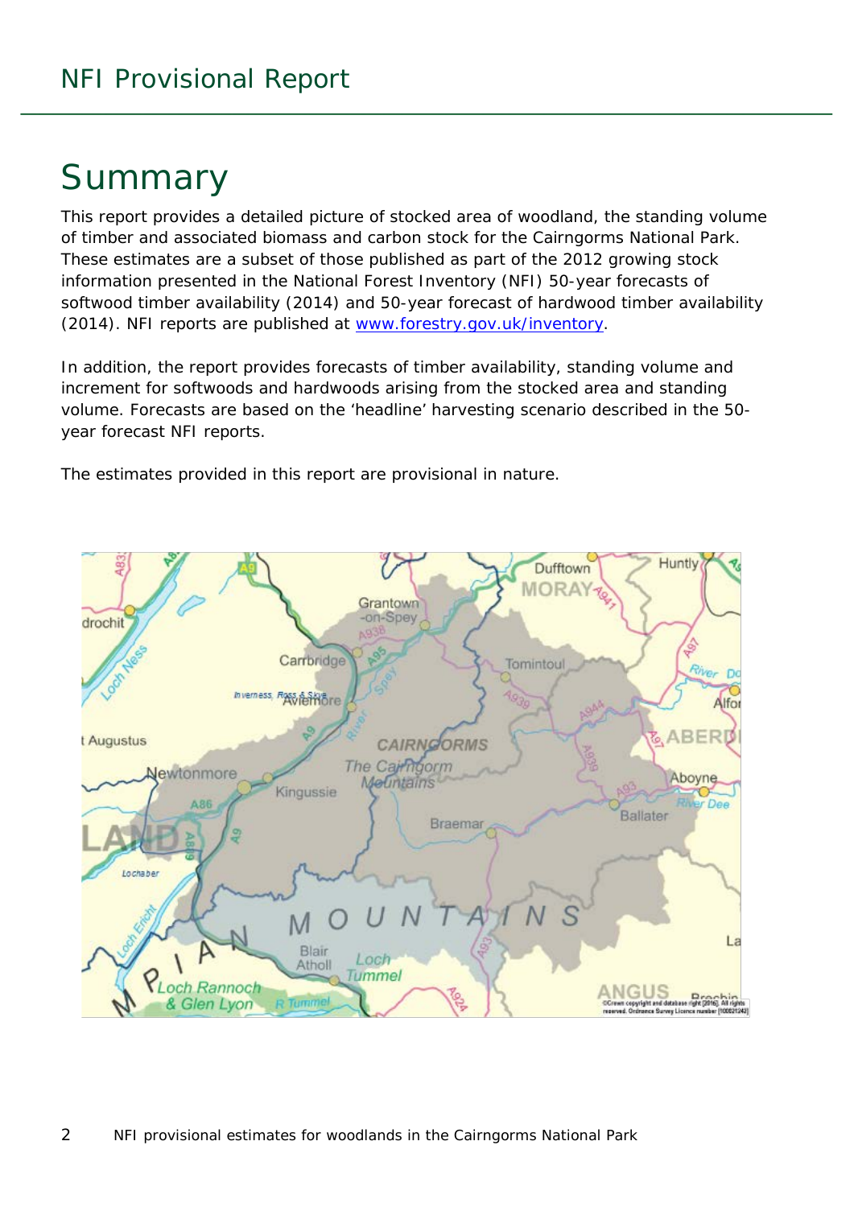# Summary

This report provides a detailed picture of stocked area of woodland, the standing volume of timber and associated biomass and carbon stock for the Cairngorms National Park. These estimates are a subset of those published as part of the 2012 growing stock information presented in the National Forest Inventory (NFI) 50-year forecasts of softwood timber availability (2014) and 50-year forecast of hardwood timber availability (2014). NFI reports are published at www.forestry.gov.uk/inventory.

In addition, the report provides forecasts of timber availability, standing volume and increment for softwoods and hardwoods arising from the stocked area and standing volume. Forecasts are based on the 'headline' harvesting scenario described in the 50-year forecast NFI reports.

The estimates provided in this report are provisional in nature.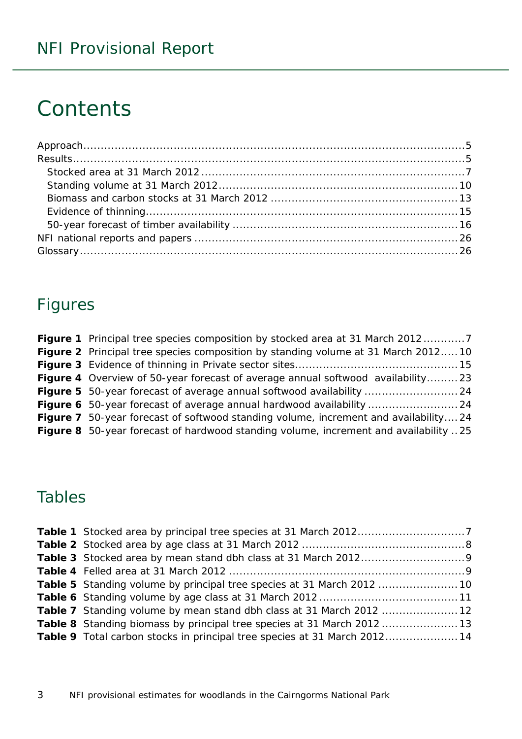# Contents

Approach ........................................................................................................ 5
Results .......................................................................................................... 5
  Stocked area at 31 March 2012 ....................................................................... 7
  Standing volume at 31 March 2012 .................................................................. 10
  Biomass and carbon stocks at 31 March 2012 ..................................................... 13
  Evidence of thinning ..................................................................................... 15
  50-year forecast of timber availability ............................................................. 16
NFI national reports and papers ........................................................................ 26
Glossary ....................................................................................................... 26

## Figures

**Figure 1** Principal tree species composition by stocked area at 31 March 2012 ........... 7
**Figure 2** Principal tree species composition by standing volume at 31 March 2012 ..... 10
**Figure 3** Evidence of thinning in Private sector sites .............................................. 15
**Figure 4** Overview of 50-year forecast of average annual softwood availability ......... 23
**Figure 5** 50-year forecast of average annual softwood availability ........................... 24
**Figure 6** 50-year forecast of average annual hardwood availability .......................... 24
**Figure 7** 50-year forecast of softwood standing volume, increment and availability .... 24
**Figure 8** 50-year forecast of hardwood standing volume, increment and availability .. 25

## Tables

**Table 1** Stocked area by principal tree species at 31 March 2012 .............................. 7
**Table 2** Stocked area by age class at 31 March 2012 ............................................... 8
**Table 3** Stocked area by mean stand dbh class at 31 March 2012 ............................. 9
**Table 4** Felled area at 31 March 2012 .................................................................... 9
**Table 5** Standing volume by principal tree species at 31 March 2012 ....................... 10
**Table 6** Standing volume by age class at 31 March 2012 ........................................ 11
**Table 7** Standing volume by mean stand dbh class at 31 March 2012 ...................... 12
**Table 8** Standing biomass by principal tree species at 31 March 2012 ...................... 13
**Table 9** Total carbon stocks in principal tree species at 31 March 2012 ..................... 14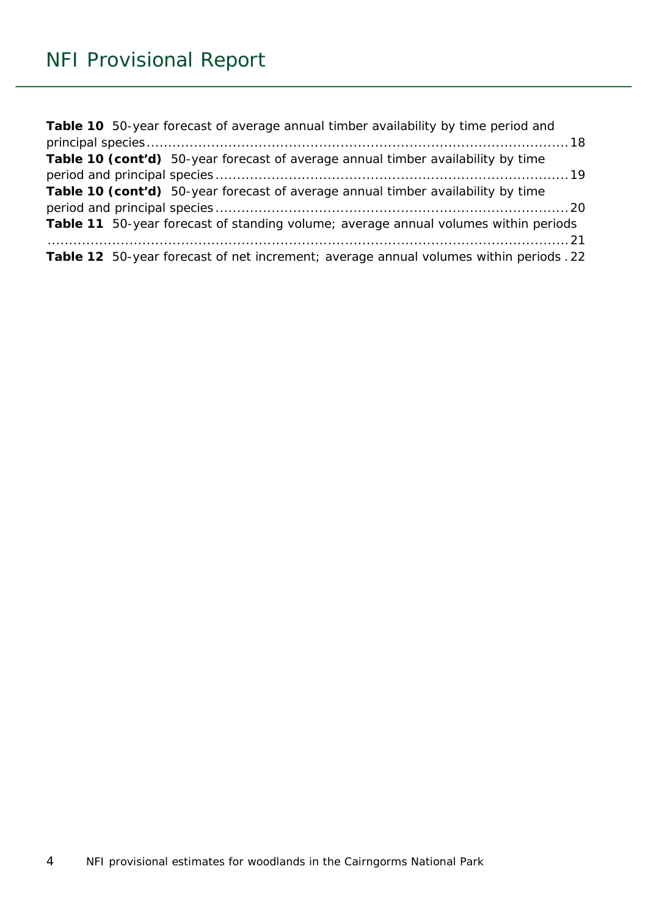**Table 10** 50-year forecast of average annual timber availability by time period and principal species ........................................................................................ 18

**Table 10 (cont'd)** 50-year forecast of average annual timber availability by time period and principal species ................................................................................ 19

**Table 10 (cont'd)** 50-year forecast of average annual timber availability by time period and principal species ................................................................................ 20

**Table 11** 50-year forecast of standing volume; average annual volumes within periods ........................................................................................................ 21

**Table 12** 50-year forecast of net increment; average annual volumes within periods . 22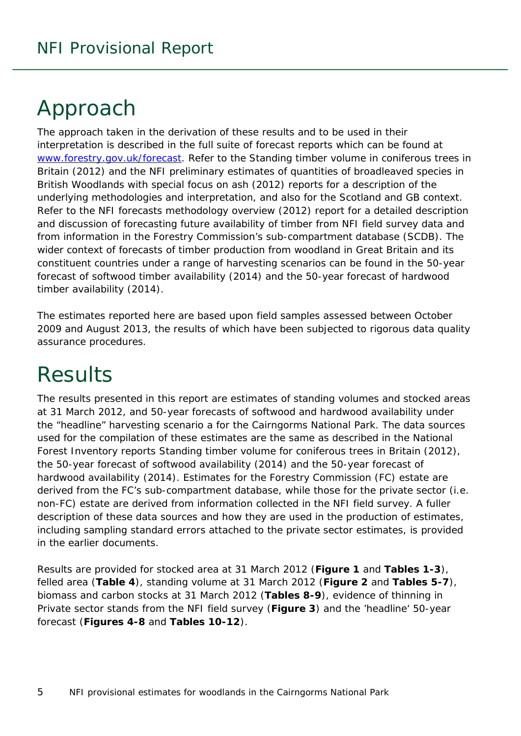# Approach

The approach taken in the derivation of these results and to be used in their interpretation is described in the full suite of forecast reports which can be found at [www.forestry.gov.uk/forecast](www.forestry.gov.uk/forecast). Refer to the Standing timber volume in coniferous trees in Britain (2012) and the NFI preliminary estimates of quantities of broadleaved species in British Woodlands with special focus on ash (2012) reports for a description of the underlying methodologies and interpretation, and also for the Scotland and GB context. Refer to the NFI forecasts methodology overview (2012) report for a detailed description and discussion of forecasting future availability of timber from NFI field survey data and from information in the Forestry Commission's sub-compartment database (SCDB). The wider context of forecasts of timber production from woodland in Great Britain and its constituent countries under a range of harvesting scenarios can be found in the 50-year forecast of softwood timber availability (2014) and the 50-year forecast of hardwood timber availability (2014).

The estimates reported here are based upon field samples assessed between October 2009 and August 2013, the results of which have been subjected to rigorous data quality assurance procedures.

# Results

The results presented in this report are estimates of standing volumes and stocked areas at 31 March 2012, and 50-year forecasts of softwood and hardwood availability under the "headline" harvesting scenario a for the Cairngorms National Park. The data sources used for the compilation of these estimates are the same as described in the National Forest Inventory reports Standing timber volume for coniferous trees in Britain (2012), the 50-year forecast of softwood availability (2014) and the 50-year forecast of hardwood availability (2014). Estimates for the Forestry Commission (FC) estate are derived from the FC's sub-compartment database, while those for the private sector (i.e. non-FC) estate are derived from information collected in the NFI field survey. A fuller description of these data sources and how they are used in the production of estimates, including sampling standard errors attached to the private sector estimates, is provided in the earlier documents.

Results are provided for stocked area at 31 March 2012 (**Figure 1** and **Tables 1-3**), felled area (**Table 4**), standing volume at 31 March 2012 (**Figure 2** and **Tables 5-7**), biomass and carbon stocks at 31 March 2012 (**Tables 8-9**), evidence of thinning in Private sector stands from the NFI field survey (**Figure 3**) and the 'headline' 50-year forecast (**Figures 4-8** and **Tables 10-12**).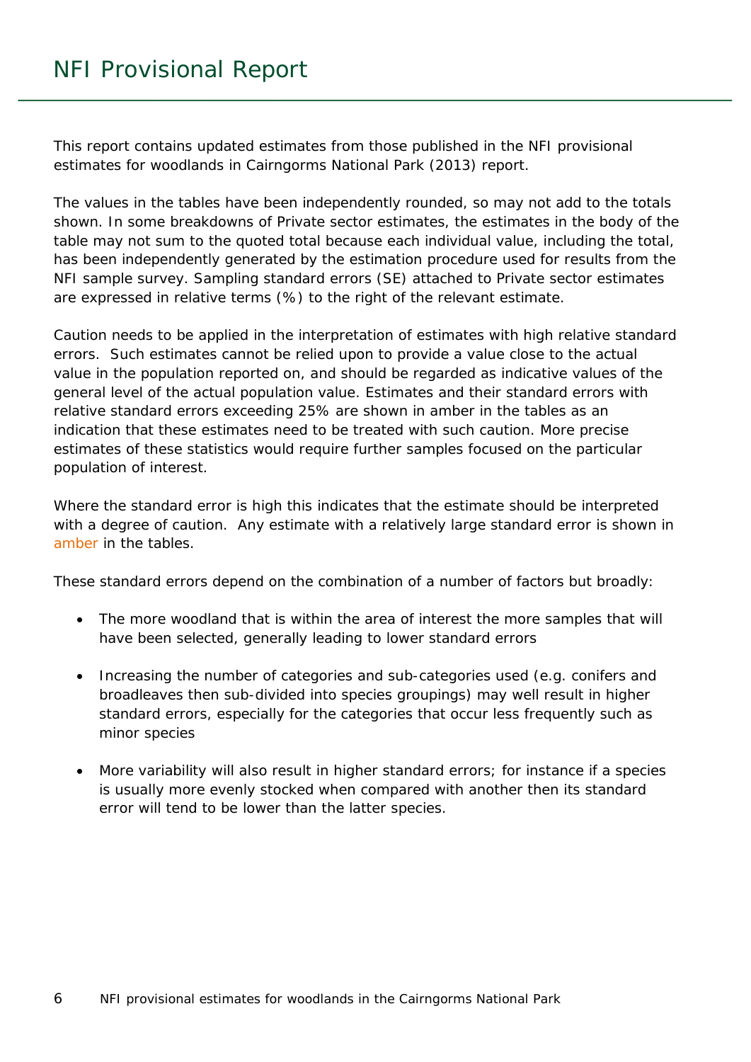# NFI Provisional Report

This report contains updated estimates from those published in the NFI provisional estimates for woodlands in Cairngorms National Park (2013) report.

The values in the tables have been independently rounded, so may not add to the totals shown. In some breakdowns of Private sector estimates, the estimates in the body of the table may not sum to the quoted total because each individual value, including the total, has been independently generated by the estimation procedure used for results from the NFI sample survey. Sampling standard errors (SE) attached to Private sector estimates are expressed in relative terms (%) to the right of the relevant estimate.

Caution needs to be applied in the interpretation of estimates with high relative standard errors. Such estimates cannot be relied upon to provide a value close to the actual value in the population reported on, and should be regarded as indicative values of the general level of the actual population value. Estimates and their standard errors with relative standard errors exceeding 25% are shown in amber in the tables as an indication that these estimates need to be treated with such caution. More precise estimates of these statistics would require further samples focused on the particular population of interest.

Where the standard error is high this indicates that the estimate should be interpreted with a degree of caution. Any estimate with a relatively large standard error is shown in amber in the tables.

These standard errors depend on the combination of a number of factors but broadly:

- The more woodland that is within the area of interest the more samples that will have been selected, generally leading to lower standard errors
- Increasing the number of categories and sub-categories used (e.g. conifers and broadleaves then sub-divided into species groupings) may well result in higher standard errors, especially for the categories that occur less frequently such as minor species
- More variability will also result in higher standard errors; for instance if a species is usually more evenly stocked when compared with another then its standard error will tend to be lower than the latter species.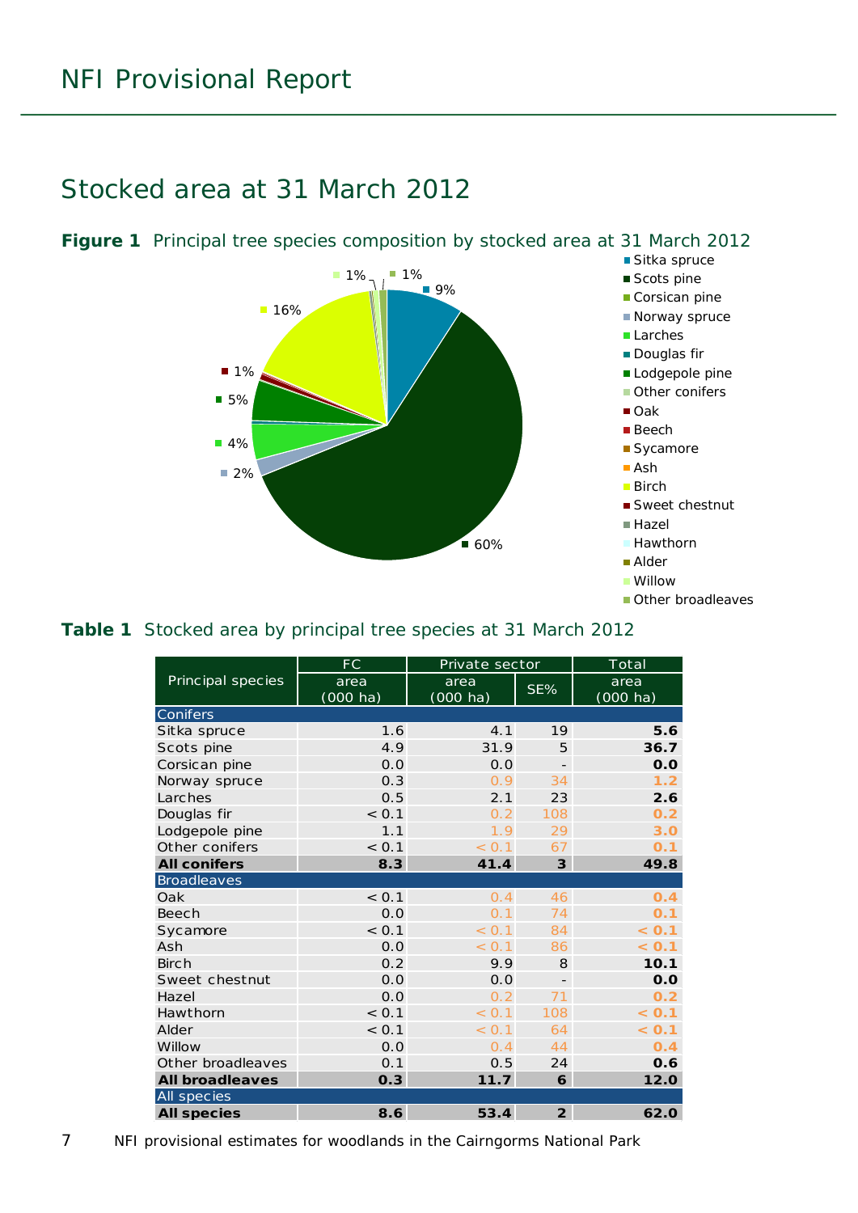## Stocked area at 31 March 2012

**Figure 1** Principal tree species composition by stocked area at 31 March 2012

**Table 1** Stocked area by principal tree species at 31 March 2012

| Principal species | FC area (000 ha) | Private sector area (000 ha) | Private sector SE% | Total area (000 ha) |
|---|---|---|---|---|
| **Conifers** | | | | |
| Sitka spruce | 1.6 | 4.1 | 19 | **5.6** |
| Scots pine | 4.9 | 31.9 | 5 | **36.7** |
| Corsican pine | 0.0 | 0.0 | - | **0.0** |
| Norway spruce | 0.3 | 0.9 | 34 | **1.2** |
| Larches | 0.5 | 2.1 | 23 | **2.6** |
| Douglas fir | < 0.1 | 0.2 | 108 | **0.2** |
| Lodgepole pine | 1.1 | 1.9 | 29 | **3.0** |
| Other conifers | < 0.1 | < 0.1 | 67 | **0.1** |
| **All conifers** | **8.3** | **41.4** | **3** | **49.8** |
| **Broadleaves** | | | | |
| Oak | < 0.1 | 0.4 | 46 | **0.4** |
| Beech | 0.0 | 0.1 | 74 | **0.1** |
| Sycamore | < 0.1 | < 0.1 | 84 | **< 0.1** |
| Ash | 0.0 | < 0.1 | 86 | **< 0.1** |
| Birch | 0.2 | 9.9 | 8 | **10.1** |
| Sweet chestnut | 0.0 | 0.0 | - | **0.0** |
| Hazel | 0.0 | 0.2 | 71 | **0.2** |
| Hawthorn | < 0.1 | < 0.1 | 108 | **< 0.1** |
| Alder | < 0.1 | < 0.1 | 64 | **< 0.1** |
| Willow | 0.0 | 0.4 | 44 | **0.4** |
| Other broadleaves | 0.1 | 0.5 | 24 | **0.6** |
| **All broadleaves** | **0.3** | **11.7** | **6** | **12.0** |
| **All species** | | | | |
| **All species** | **8.6** | **53.4** | **2** | **62.0** |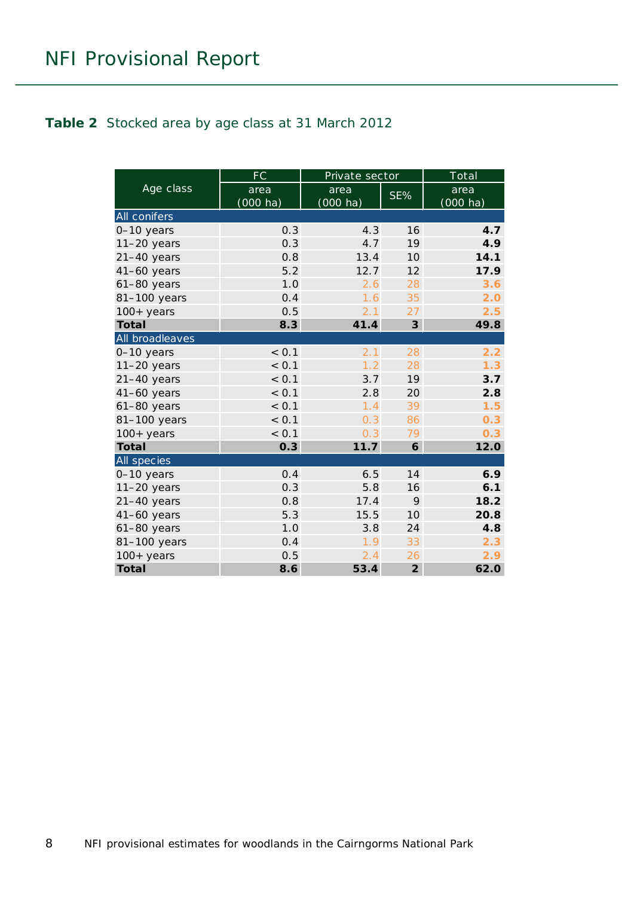**Table 2** Stocked area by age class at 31 March 2012

| Age class | FC | Private sector | | Total |
|---|---|---|---|---|
| | area (000 ha) | area (000 ha) | SE% | area (000 ha) |
| **All conifers** | | | | |
| 0–10 years | 0.3 | 4.3 | 16 | **4.7** |
| 11–20 years | 0.3 | 4.7 | 19 | **4.9** |
| 21–40 years | 0.8 | 13.4 | 10 | **14.1** |
| 41–60 years | 5.2 | 12.7 | 12 | **17.9** |
| 61–80 years | 1.0 | 2.6 | 28 | **3.6** |
| 81–100 years | 0.4 | 1.6 | 35 | **2.0** |
| 100+ years | 0.5 | 2.1 | 27 | **2.5** |
| **Total** | **8.3** | **41.4** | **3** | **49.8** |
| **All broadleaves** | | | | |
| 0–10 years | < 0.1 | 2.1 | 28 | **2.2** |
| 11–20 years | < 0.1 | 1.2 | 28 | **1.3** |
| 21–40 years | < 0.1 | 3.7 | 19 | **3.7** |
| 41–60 years | < 0.1 | 2.8 | 20 | **2.8** |
| 61–80 years | < 0.1 | 1.4 | 39 | **1.5** |
| 81–100 years | < 0.1 | 0.3 | 86 | **0.3** |
| 100+ years | < 0.1 | 0.3 | 79 | **0.3** |
| **Total** | **0.3** | **11.7** | **6** | **12.0** |
| **All species** | | | | |
| 0–10 years | 0.4 | 6.5 | 14 | **6.9** |
| 11–20 years | 0.3 | 5.8 | 16 | **6.1** |
| 21–40 years | 0.8 | 17.4 | 9 | **18.2** |
| 41–60 years | 5.3 | 15.5 | 10 | **20.8** |
| 61–80 years | 1.0 | 3.8 | 24 | **4.8** |
| 81–100 years | 0.4 | 1.9 | 33 | **2.3** |
| 100+ years | 0.5 | 2.4 | 26 | **2.9** |
| **Total** | **8.6** | **53.4** | **2** | **62.0** |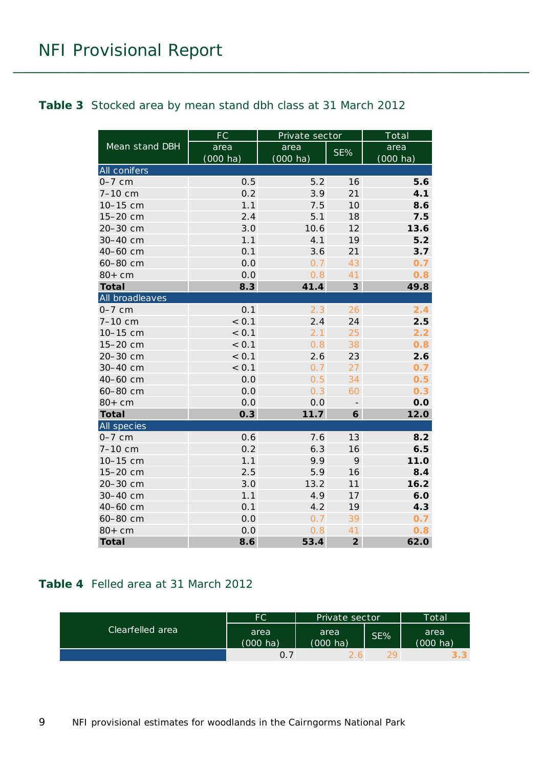**Table 3** Stocked area by mean stand dbh class at 31 March 2012

| Mean stand DBH | FC | Private sector | | Total |
|---|---|---|---|---|
| | area (000 ha) | area (000 ha) | SE% | area (000 ha) |
| **All conifers** | | | | |
| 0–7 cm | 0.5 | 5.2 | 16 | **5.6** |
| 7–10 cm | 0.2 | 3.9 | 21 | **4.1** |
| 10–15 cm | 1.1 | 7.5 | 10 | **8.6** |
| 15–20 cm | 2.4 | 5.1 | 18 | **7.5** |
| 20–30 cm | 3.0 | 10.6 | 12 | **13.6** |
| 30–40 cm | 1.1 | 4.1 | 19 | **5.2** |
| 40–60 cm | 0.1 | 3.6 | 21 | **3.7** |
| 60–80 cm | 0.0 | 0.7 | 43 | **0.7** |
| 80+ cm | 0.0 | 0.8 | 41 | **0.8** |
| **Total** | **8.3** | **41.4** | **3** | **49.8** |
| **All broadleaves** | | | | |
| 0–7 cm | 0.1 | 2.3 | 26 | **2.4** |
| 7–10 cm | < 0.1 | 2.4 | 24 | **2.5** |
| 10–15 cm | < 0.1 | 2.1 | 25 | **2.2** |
| 15–20 cm | < 0.1 | 0.8 | 38 | **0.8** |
| 20–30 cm | < 0.1 | 2.6 | 23 | **2.6** |
| 30–40 cm | < 0.1 | 0.7 | 27 | **0.7** |
| 40–60 cm | 0.0 | 0.5 | 34 | **0.5** |
| 60–80 cm | 0.0 | 0.3 | 60 | **0.3** |
| 80+ cm | 0.0 | 0.0 | - | **0.0** |
| **Total** | **0.3** | **11.7** | **6** | **12.0** |
| **All species** | | | | |
| 0–7 cm | 0.6 | 7.6 | 13 | **8.2** |
| 7–10 cm | 0.2 | 6.3 | 16 | **6.5** |
| 10–15 cm | 1.1 | 9.9 | 9 | **11.0** |
| 15–20 cm | 2.5 | 5.9 | 16 | **8.4** |
| 20–30 cm | 3.0 | 13.2 | 11 | **16.2** |
| 30–40 cm | 1.1 | 4.9 | 17 | **6.0** |
| 40–60 cm | 0.1 | 4.2 | 19 | **4.3** |
| 60–80 cm | 0.0 | 0.7 | 39 | **0.7** |
| 80+ cm | 0.0 | 0.8 | 41 | **0.8** |
| **Total** | **8.6** | **53.4** | **2** | **62.0** |

**Table 4** Felled area at 31 March 2012

| Clearfelled area | FC | Private sector | | Total |
|---|---|---|---|---|
| | area (000 ha) | area (000 ha) | SE% | area (000 ha) |
| | 0.7 | 2.6 | 29 | **3.3** |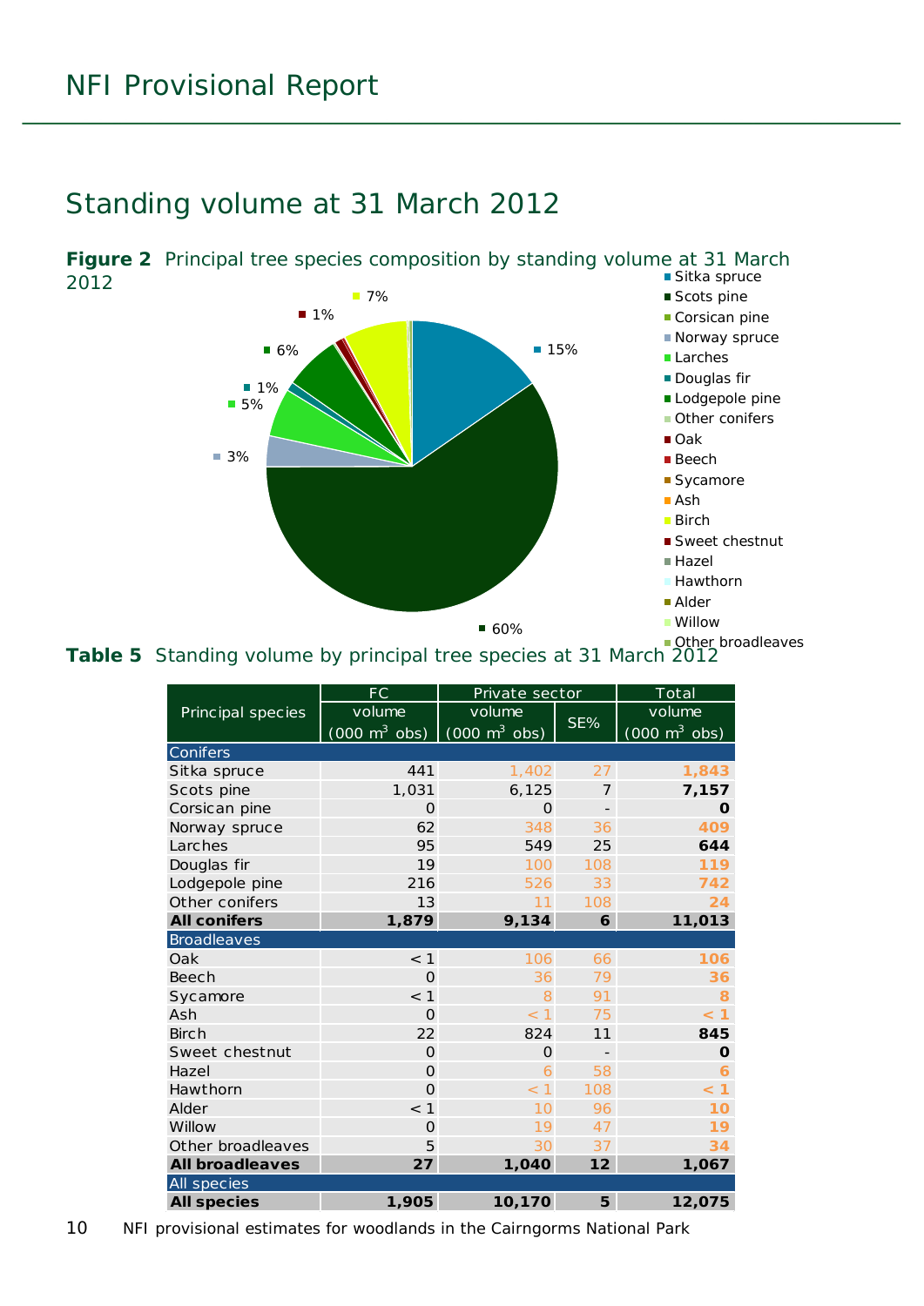## Standing volume at 31 March 2012

**Figure 2** Principal tree species composition by standing volume at 31 March 2012

**Table 5** Standing volume by principal tree species at 31 March 2012

| Principal species | FC volume (000 $m^3$ obs) | Private sector volume (000 $m^3$ obs) | Private sector SE% | Total volume (000 $m^3$ obs) |
|---|---|---|---|---|
| **Conifers** | | | | |
| Sitka spruce | 441 | 1,402 | 27 | **1,843** |
| Scots pine | 1,031 | 6,125 | 7 | **7,157** |
| Corsican pine | 0 | 0 | - | **0** |
| Norway spruce | 62 | 348 | 36 | **409** |
| Larches | 95 | 549 | 25 | **644** |
| Douglas fir | 19 | 100 | 108 | **119** |
| Lodgepole pine | 216 | 526 | 33 | **742** |
| Other conifers | 13 | 11 | 108 | **24** |
| **All conifers** | **1,879** | **9,134** | **6** | **11,013** |
| **Broadleaves** | | | | |
| Oak | < 1 | 106 | 66 | **106** |
| Beech | 0 | 36 | 79 | **36** |
| Sycamore | < 1 | 8 | 91 | **8** |
| Ash | 0 | < 1 | 75 | **< 1** |
| Birch | 22 | 824 | 11 | **845** |
| Sweet chestnut | 0 | 0 | - | **0** |
| Hazel | 0 | 6 | 58 | **6** |
| Hawthorn | 0 | < 1 | 108 | **< 1** |
| Alder | < 1 | 10 | 96 | **10** |
| Willow | 0 | 19 | 47 | **19** |
| Other broadleaves | 5 | 30 | 37 | **34** |
| **All broadleaves** | **27** | **1,040** | **12** | **1,067** |
| **All species** | | | | |
| **All species** | **1,905** | **10,170** | **5** | **12,075** |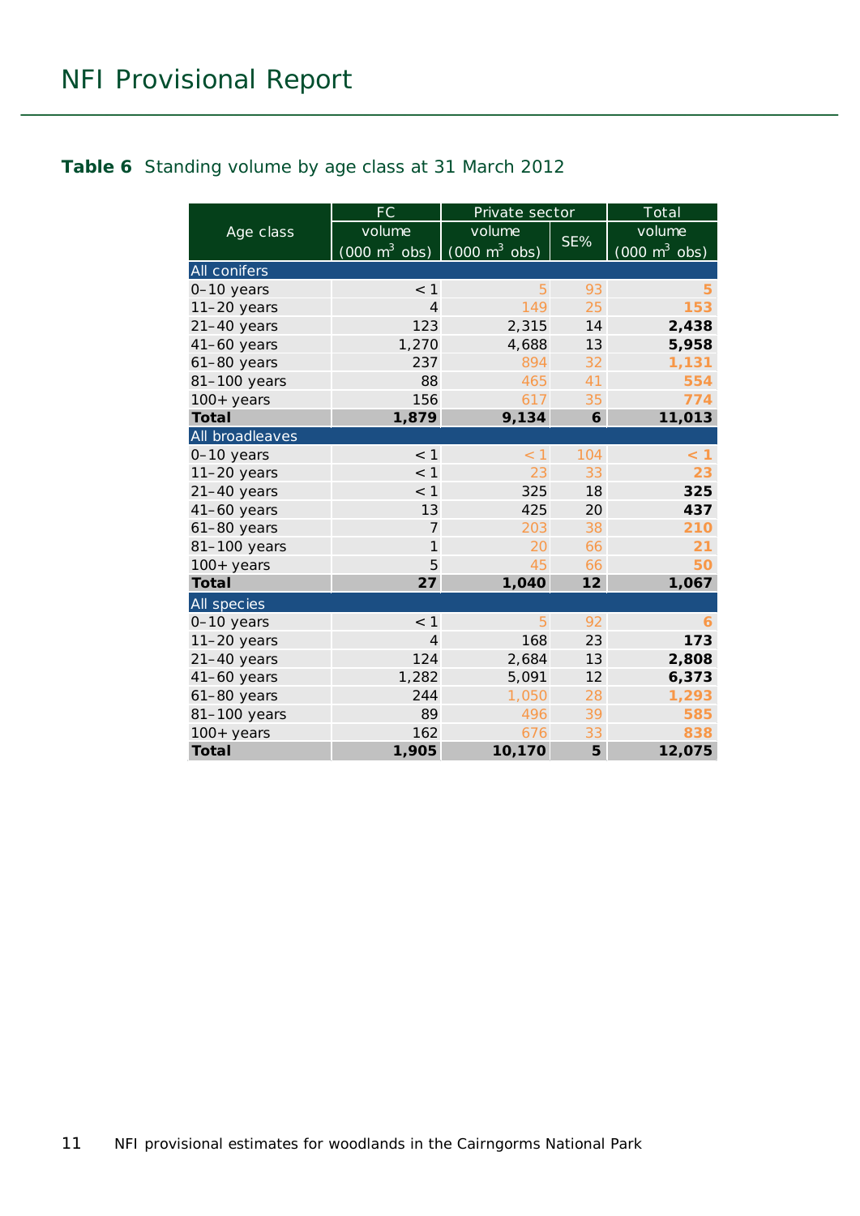**Table 6** Standing volume by age class at 31 March 2012

| Age class | FC | Private sector | | Total |
|---|---|---|---|---|
| | volume (000 $m^3$ obs) | volume (000 $m^3$ obs) | SE% | volume (000 $m^3$ obs) |
| **All conifers** | | | | |
| 0–10 years | < 1 | 5 | 93 | **5** |
| 11–20 years | 4 | 149 | 25 | **153** |
| 21–40 years | 123 | 2,315 | 14 | **2,438** |
| 41–60 years | 1,270 | 4,688 | 13 | **5,958** |
| 61–80 years | 237 | 894 | 32 | **1,131** |
| 81–100 years | 88 | 465 | 41 | **554** |
| 100+ years | 156 | 617 | 35 | **774** |
| **Total** | **1,879** | **9,134** | **6** | **11,013** |
| **All broadleaves** | | | | |
| 0–10 years | < 1 | < 1 | 104 | **< 1** |
| 11–20 years | < 1 | 23 | 33 | **23** |
| 21–40 years | < 1 | 325 | 18 | **325** |
| 41–60 years | 13 | 425 | 20 | **437** |
| 61–80 years | 7 | 203 | 38 | **210** |
| 81–100 years | 1 | 20 | 66 | **21** |
| 100+ years | 5 | 45 | 66 | **50** |
| **Total** | **27** | **1,040** | **12** | **1,067** |
| **All species** | | | | |
| 0–10 years | < 1 | 5 | 92 | **6** |
| 11–20 years | 4 | 168 | 23 | **173** |
| 21–40 years | 124 | 2,684 | 13 | **2,808** |
| 41–60 years | 1,282 | 5,091 | 12 | **6,373** |
| 61–80 years | 244 | 1,050 | 28 | **1,293** |
| 81–100 years | 89 | 496 | 39 | **585** |
| 100+ years | 162 | 676 | 33 | **838** |
| **Total** | **1,905** | **10,170** | **5** | **12,075** |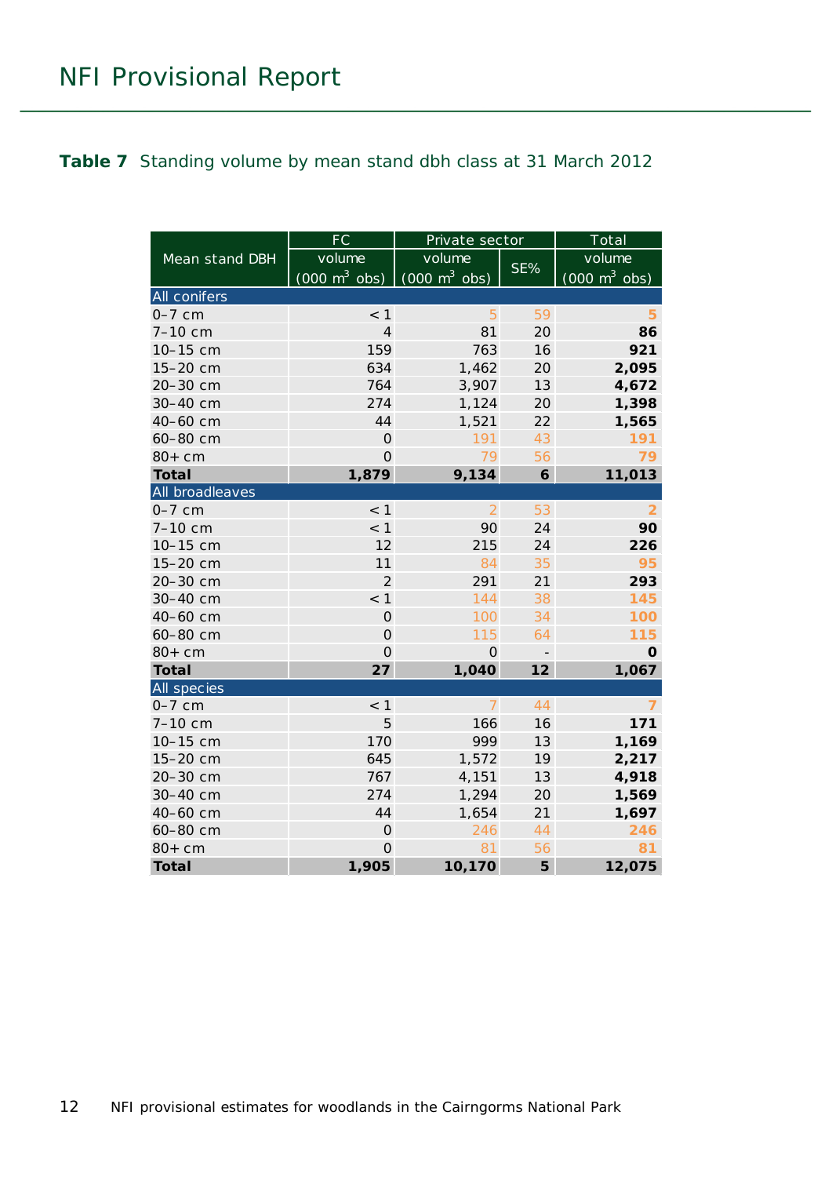**Table 7** Standing volume by mean stand dbh class at 31 March 2012

| Mean stand DBH | FC | Private sector | | Total |
|---|---|---|---|---|
| | volume (000 $m^3$ obs) | volume (000 $m^3$ obs) | SE% | volume (000 $m^3$ obs) |
| **All conifers** | | | | |
| 0–7 cm | < 1 | 5 | 59 | **5** |
| 7–10 cm | 4 | 81 | 20 | **86** |
| 10–15 cm | 159 | 763 | 16 | **921** |
| 15–20 cm | 634 | 1,462 | 20 | **2,095** |
| 20–30 cm | 764 | 3,907 | 13 | **4,672** |
| 30–40 cm | 274 | 1,124 | 20 | **1,398** |
| 40–60 cm | 44 | 1,521 | 22 | **1,565** |
| 60–80 cm | 0 | 191 | 43 | **191** |
| 80+ cm | 0 | 79 | 56 | **79** |
| **Total** | **1,879** | **9,134** | **6** | **11,013** |
| **All broadleaves** | | | | |
| 0–7 cm | < 1 | 2 | 53 | **2** |
| 7–10 cm | < 1 | 90 | 24 | **90** |
| 10–15 cm | 12 | 215 | 24 | **226** |
| 15–20 cm | 11 | 84 | 35 | **95** |
| 20–30 cm | 2 | 291 | 21 | **293** |
| 30–40 cm | < 1 | 144 | 38 | **145** |
| 40–60 cm | 0 | 100 | 34 | **100** |
| 60–80 cm | 0 | 115 | 64 | **115** |
| 80+ cm | 0 | 0 | - | **0** |
| **Total** | **27** | **1,040** | **12** | **1,067** |
| **All species** | | | | |
| 0–7 cm | < 1 | 7 | 44 | **7** |
| 7–10 cm | 5 | 166 | 16 | **171** |
| 10–15 cm | 170 | 999 | 13 | **1,169** |
| 15–20 cm | 645 | 1,572 | 19 | **2,217** |
| 20–30 cm | 767 | 4,151 | 13 | **4,918** |
| 30–40 cm | 274 | 1,294 | 20 | **1,569** |
| 40–60 cm | 44 | 1,654 | 21 | **1,697** |
| 60–80 cm | 0 | 246 | 44 | **246** |
| 80+ cm | 0 | 81 | 56 | **81** |
| **Total** | **1,905** | **10,170** | **5** | **12,075** |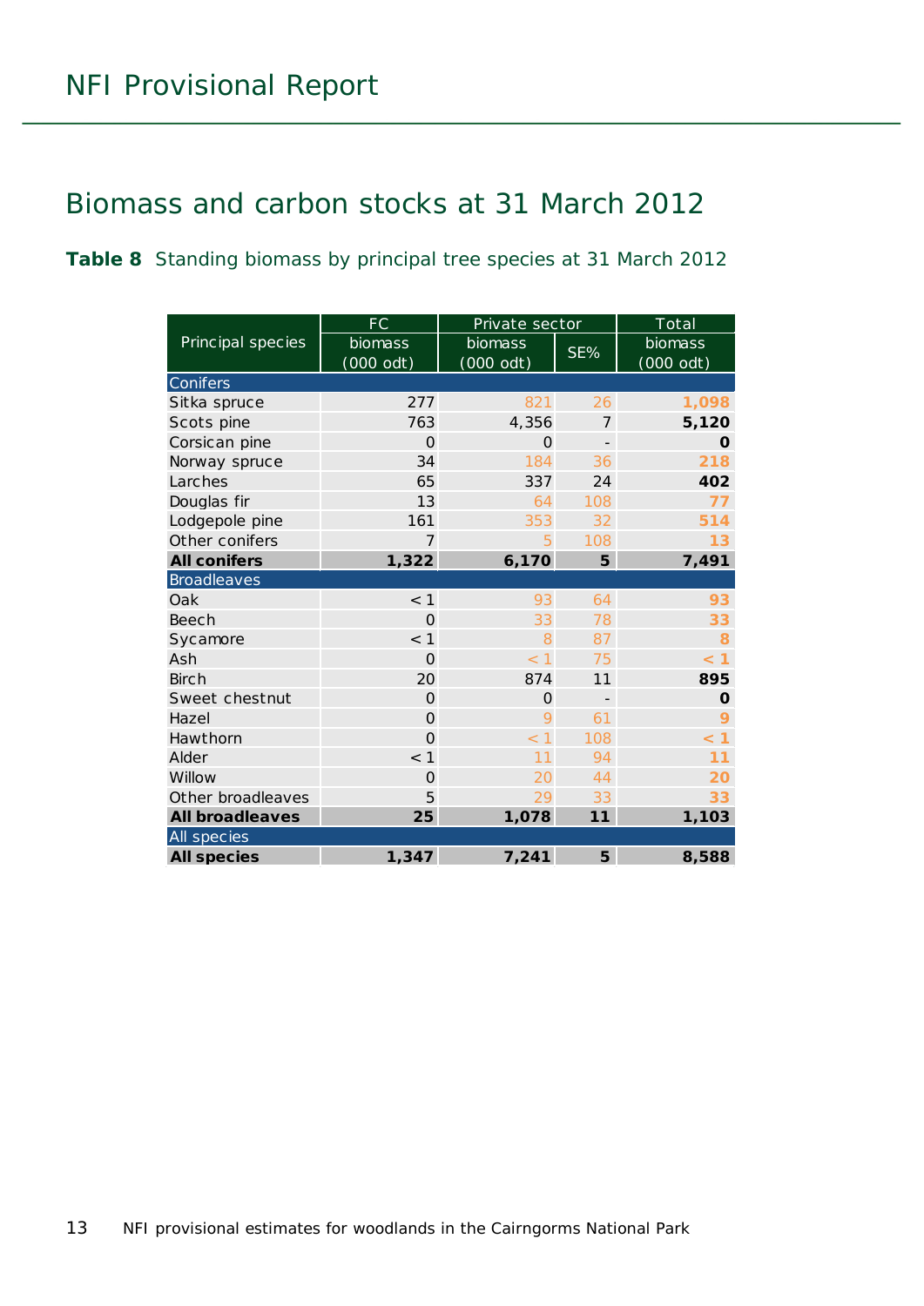## Biomass and carbon stocks at 31 March 2012

**Table 8** Standing biomass by principal tree species at 31 March 2012

| Principal species | FC | Private sector | | Total |
|---|---|---|---|---|
| | biomass (000 odt) | biomass (000 odt) | SE% | biomass (000 odt) |
| **Conifers** | | | | |
| Sitka spruce | 277 | 821 | 26 | **1,098** |
| Scots pine | 763 | 4,356 | 7 | **5,120** |
| Corsican pine | 0 | 0 | - | **0** |
| Norway spruce | 34 | 184 | 36 | **218** |
| Larches | 65 | 337 | 24 | **402** |
| Douglas fir | 13 | 64 | 108 | **77** |
| Lodgepole pine | 161 | 353 | 32 | **514** |
| Other conifers | 7 | 5 | 108 | **13** |
| **All conifers** | **1,322** | **6,170** | **5** | **7,491** |
| **Broadleaves** | | | | |
| Oak | < 1 | 93 | 64 | **93** |
| Beech | 0 | 33 | 78 | **33** |
| Sycamore | < 1 | 8 | 87 | **8** |
| Ash | 0 | < 1 | 75 | **< 1** |
| Birch | 20 | 874 | 11 | **895** |
| Sweet chestnut | 0 | 0 | - | **0** |
| Hazel | 0 | 9 | 61 | **9** |
| Hawthorn | 0 | < 1 | 108 | **< 1** |
| Alder | < 1 | 11 | 94 | **11** |
| Willow | 0 | 20 | 44 | **20** |
| Other broadleaves | 5 | 29 | 33 | **33** |
| **All broadleaves** | **25** | **1,078** | **11** | **1,103** |
| **All species** | | | | |
| **All species** | **1,347** | **7,241** | **5** | **8,588** |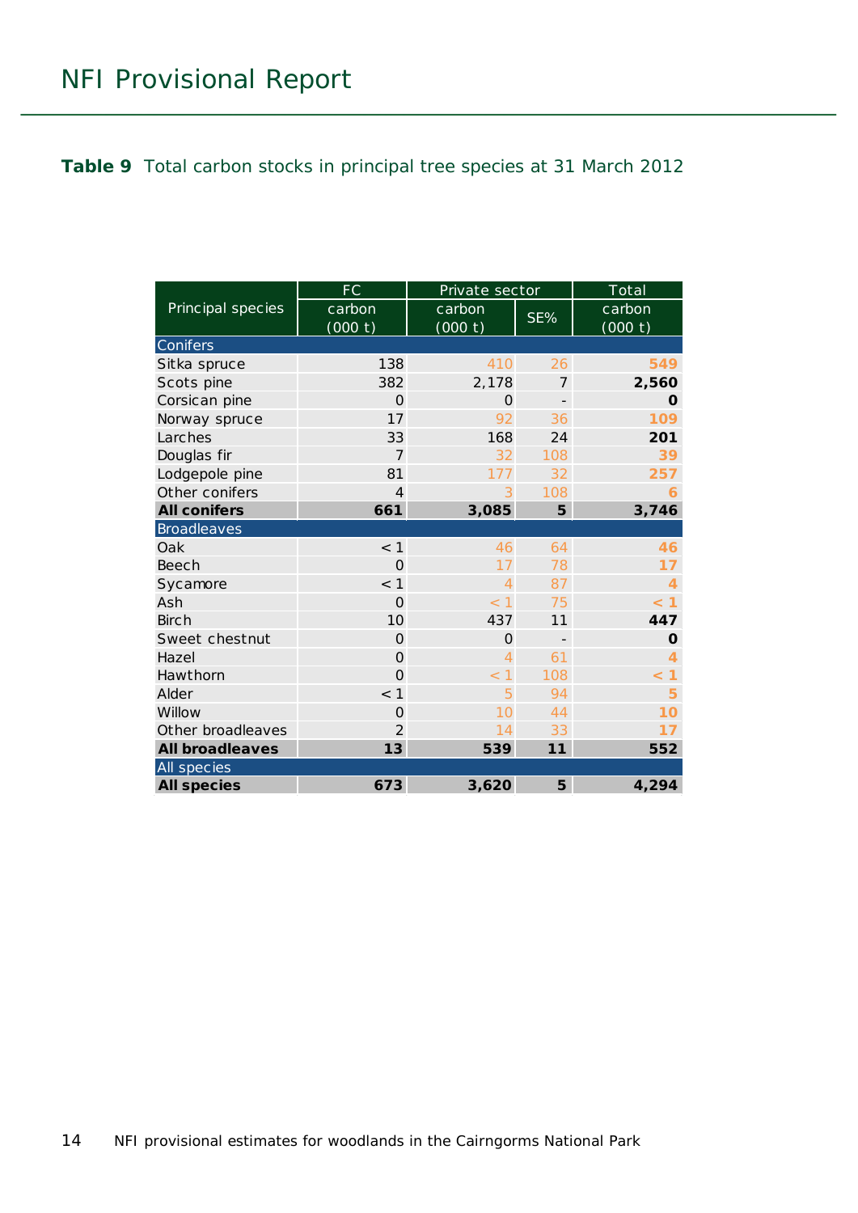**Table 9** Total carbon stocks in principal tree species at 31 March 2012

| Principal species | FC | Private sector | | Total |
|---|---|---|---|---|
| | carbon (000 t) | carbon (000 t) | SE% | carbon (000 t) |
| Conifers | | | | |
| Sitka spruce | 138 | 410 | 26 | **549** |
| Scots pine | 382 | 2,178 | 7 | **2,560** |
| Corsican pine | 0 | 0 | - | **0** |
| Norway spruce | 17 | 92 | 36 | **109** |
| Larches | 33 | 168 | 24 | **201** |
| Douglas fir | 7 | 32 | 108 | **39** |
| Lodgepole pine | 81 | 177 | 32 | **257** |
| Other conifers | 4 | 3 | 108 | **6** |
| **All conifers** | **661** | **3,085** | **5** | **3,746** |
| Broadleaves | | | | |
| Oak | < 1 | 46 | 64 | **46** |
| Beech | 0 | 17 | 78 | **17** |
| Sycamore | < 1 | 4 | 87 | **4** |
| Ash | 0 | < 1 | 75 | **< 1** |
| Birch | 10 | 437 | 11 | **447** |
| Sweet chestnut | 0 | 0 | - | **0** |
| Hazel | 0 | 4 | 61 | **4** |
| Hawthorn | 0 | < 1 | 108 | **< 1** |
| Alder | < 1 | 5 | 94 | **5** |
| Willow | 0 | 10 | 44 | **10** |
| Other broadleaves | 2 | 14 | 33 | **17** |
| **All broadleaves** | **13** | **539** | **11** | **552** |
| All species | | | | |
| **All species** | **673** | **3,620** | **5** | **4,294** |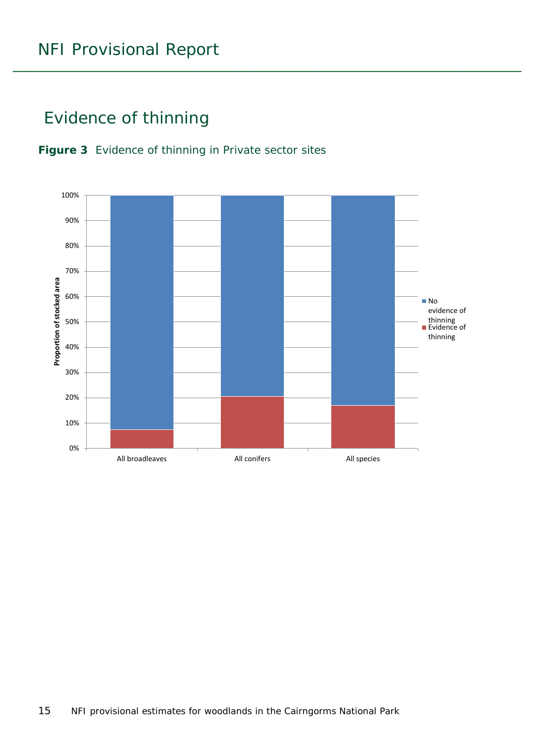## Evidence of thinning

**Figure 3** Evidence of thinning in Private sector sites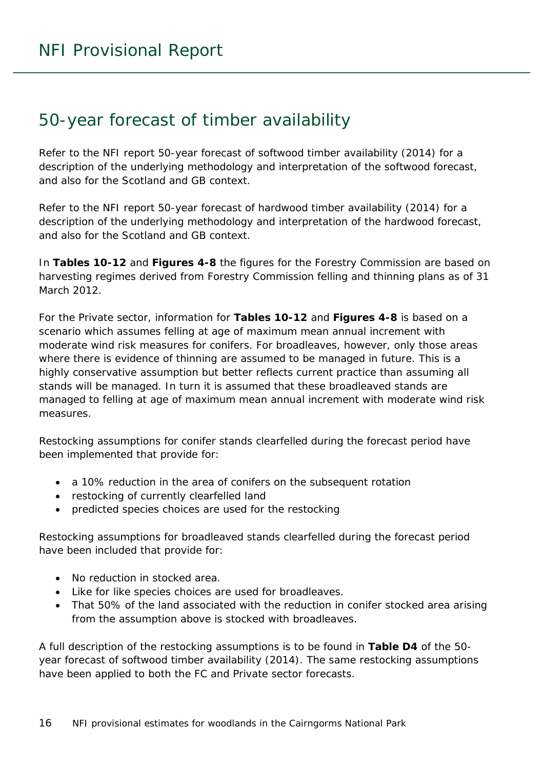## 50-year forecast of timber availability

Refer to the NFI report 50-year forecast of softwood timber availability (2014) for a description of the underlying methodology and interpretation of the softwood forecast, and also for the Scotland and GB context.

Refer to the NFI report 50-year forecast of hardwood timber availability (2014) for a description of the underlying methodology and interpretation of the hardwood forecast, and also for the Scotland and GB context.

In **Tables 10-12** and **Figures 4-8** the figures for the Forestry Commission are based on harvesting regimes derived from Forestry Commission felling and thinning plans as of 31 March 2012.

For the Private sector, information for **Tables 10-12** and **Figures 4-8** is based on a scenario which assumes felling at age of maximum mean annual increment with moderate wind risk measures for conifers. For broadleaves, however, only those areas where there is evidence of thinning are assumed to be managed in future. This is a highly conservative assumption but better reflects current practice than assuming all stands will be managed. In turn it is assumed that these broadleaved stands are managed to felling at age of maximum mean annual increment with moderate wind risk measures.

Restocking assumptions for conifer stands clearfelled during the forecast period have been implemented that provide for:

- a 10% reduction in the area of conifers on the subsequent rotation
- restocking of currently clearfelled land
- predicted species choices are used for the restocking

Restocking assumptions for broadleaved stands clearfelled during the forecast period have been included that provide for:

- No reduction in stocked area.
- Like for like species choices are used for broadleaves.
- That 50% of the land associated with the reduction in conifer stocked area arising from the assumption above is stocked with broadleaves.

A full description of the restocking assumptions is to be found in **Table D4** of the 50-year forecast of softwood timber availability (2014). The same restocking assumptions have been applied to both the FC and Private sector forecasts.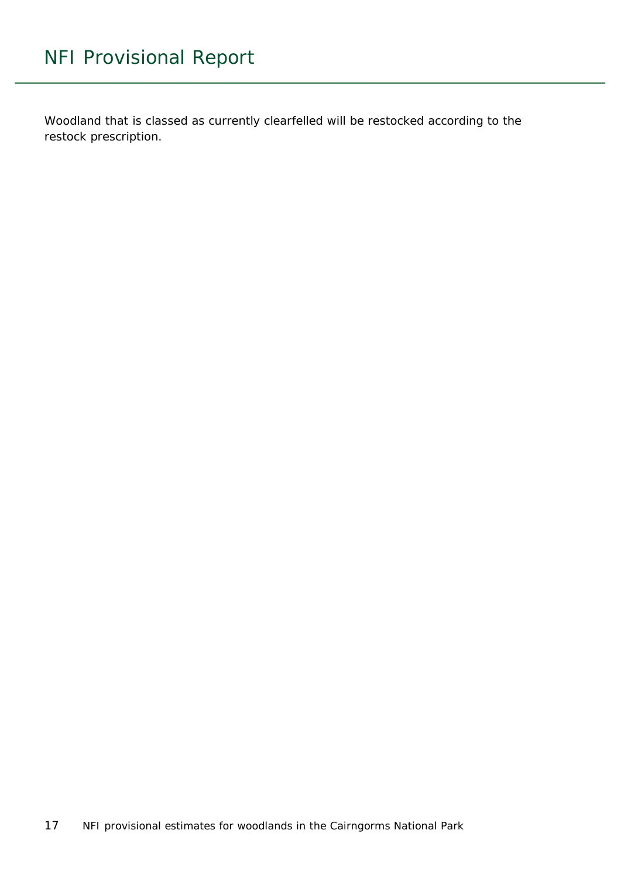Woodland that is classed as currently clearfelled will be restocked according to the restock prescription.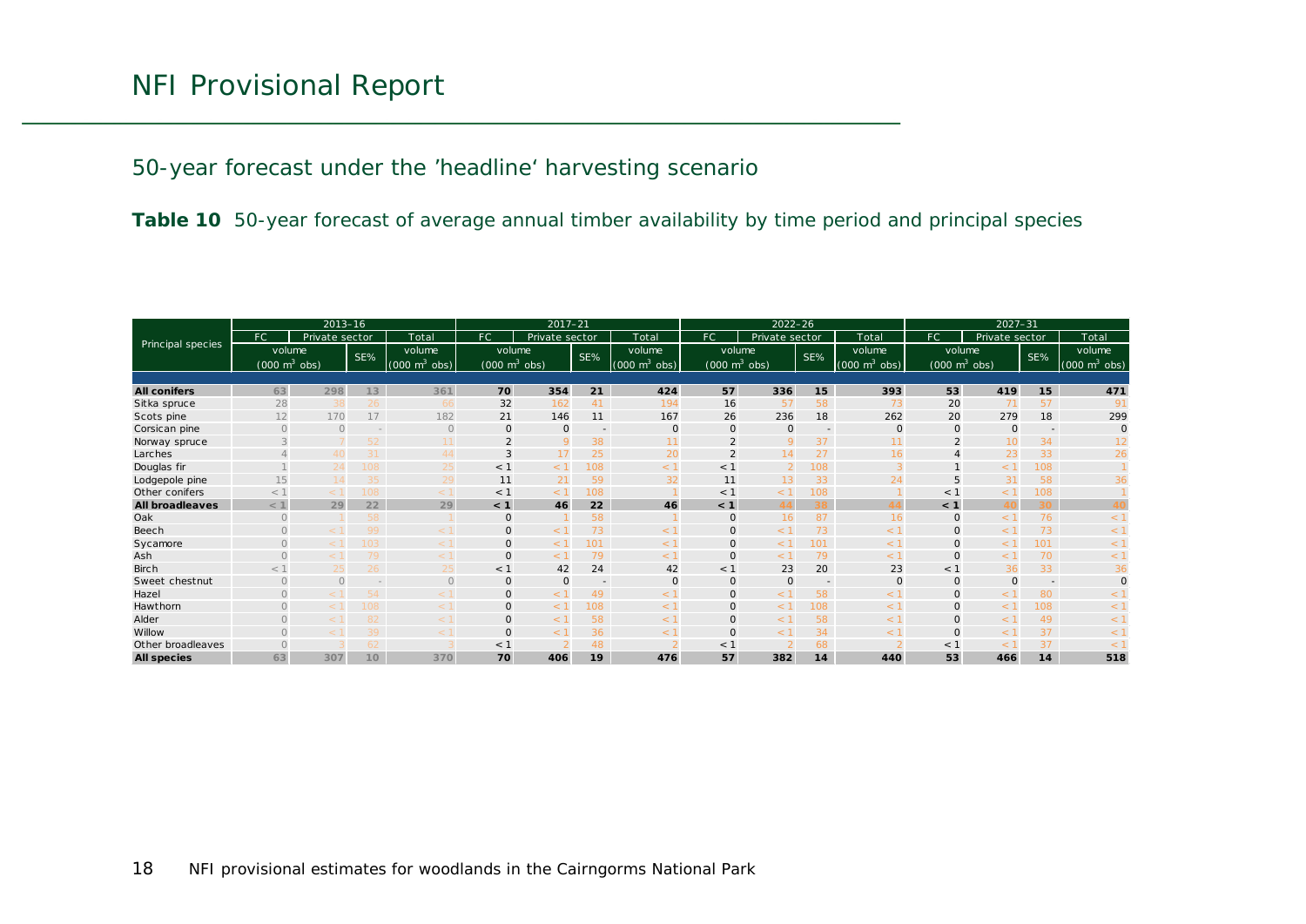# NFI Provisional Report

## 50-year forecast under the 'headline' harvesting scenario

**Table 10** 50-year forecast of average annual timber availability by time period and principal species

| Principal species | 2013–16 | | | | 2017–21 | | | | 2022–26 | | | | 2027–31 | | | |
|---|---|---|---|---|---|---|---|---|---|---|---|---|---|---|---|---|
| | FC | Private sector | | Total | FC | Private sector | | Total | FC | Private sector | | Total | FC | Private sector | | Total |
| | volume (000 m³ obs) | | SE% | volume (000 m³ obs) | volume (000 m³ obs) | | SE% | volume (000 m³ obs) | volume (000 m³ obs) | | SE% | volume (000 m³ obs) | volume (000 m³ obs) | | SE% | volume (000 m³ obs) |
| **All conifers** | **63** | **298** | **13** | **361** | **70** | **354** | **21** | **424** | **57** | **336** | **15** | **393** | **53** | **419** | **15** | **471** |
| Sitka spruce | 28 | 38 | 26 | 66 | 32 | 162 | 41 | 194 | 16 | 57 | 58 | 73 | 20 | 71 | 57 | 91 |
| Scots pine | 12 | 170 | 17 | 182 | 21 | 146 | 11 | 167 | 26 | 236 | 18 | 262 | 20 | 279 | 18 | 299 |
| Corsican pine | 0 | 0 | - | 0 | 0 | 0 | - | 0 | 0 | 0 | - | 0 | 0 | 0 | - | 0 |
| Norway spruce | 3 | 7 | 52 | 11 | 2 | 9 | 38 | 11 | 2 | 9 | 37 | 11 | 2 | 10 | 34 | 12 |
| Larches | 4 | 40 | 31 | 44 | 3 | 17 | 25 | 20 | 2 | 14 | 27 | 16 | 4 | 23 | 33 | 26 |
| Douglas fir | 1 | 24 | 108 | 25 | < 1 | < 1 | 108 | < 1 | < 1 | 2 | 108 | 3 | 1 | < 1 | 108 | 1 |
| Lodgepole pine | 15 | 14 | 35 | 29 | 11 | 21 | 59 | 32 | 11 | 13 | 33 | 24 | 5 | 31 | 58 | 36 |
| Other conifers | < 1 | < 1 | 108 | < 1 | < 1 | < 1 | 108 | 1 | < 1 | < 1 | 108 | 1 | < 1 | < 1 | 108 | 1 |
| **All broadleaves** | **< 1** | **29** | **22** | **29** | **< 1** | **46** | **22** | **46** | **< 1** | **44** | **38** | **44** | **< 1** | **40** | **30** | **40** |
| Oak | 0 | 1 | 58 | 1 | 0 | 1 | 58 | 1 | 0 | 16 | 87 | 16 | 0 | < 1 | 76 | < 1 |
| Beech | 0 | < 1 | 99 | < 1 | 0 | < 1 | 73 | < 1 | 0 | < 1 | 73 | < 1 | 0 | < 1 | 73 | < 1 |
| Sycamore | 0 | < 1 | 103 | < 1 | 0 | < 1 | 101 | < 1 | 0 | < 1 | 101 | < 1 | 0 | < 1 | 101 | < 1 |
| Ash | 0 | < 1 | 79 | < 1 | 0 | < 1 | 79 | < 1 | 0 | < 1 | 79 | < 1 | 0 | < 1 | 70 | < 1 |
| Birch | < 1 | 25 | 26 | 25 | < 1 | 42 | 24 | 42 | < 1 | 23 | 20 | 23 | < 1 | 36 | 33 | 36 |
| Sweet chestnut | 0 | 0 | - | 0 | 0 | 0 | - | 0 | 0 | 0 | - | 0 | 0 | 0 | - | 0 |
| Hazel | 0 | < 1 | 54 | < 1 | 0 | < 1 | 49 | < 1 | 0 | < 1 | 58 | < 1 | 0 | < 1 | 80 | < 1 |
| Hawthorn | 0 | < 1 | 108 | < 1 | 0 | < 1 | 108 | < 1 | 0 | < 1 | 108 | < 1 | 0 | < 1 | 108 | < 1 |
| Alder | 0 | < 1 | 82 | < 1 | 0 | < 1 | 58 | < 1 | 0 | < 1 | 58 | < 1 | 0 | < 1 | 49 | < 1 |
| Willow | 0 | < 1 | 39 | < 1 | 0 | < 1 | 36 | < 1 | 0 | < 1 | 34 | < 1 | 0 | < 1 | 37 | < 1 |
| Other broadleaves | 0 | 3 | 62 | 3 | < 1 | 2 | 48 | 2 | < 1 | 2 | 68 | 2 | < 1 | < 1 | 37 | < 1 |
| **All species** | **63** | **307** | **10** | **370** | **70** | **406** | **19** | **476** | **57** | **382** | **14** | **440** | **53** | **466** | **14** | **518** |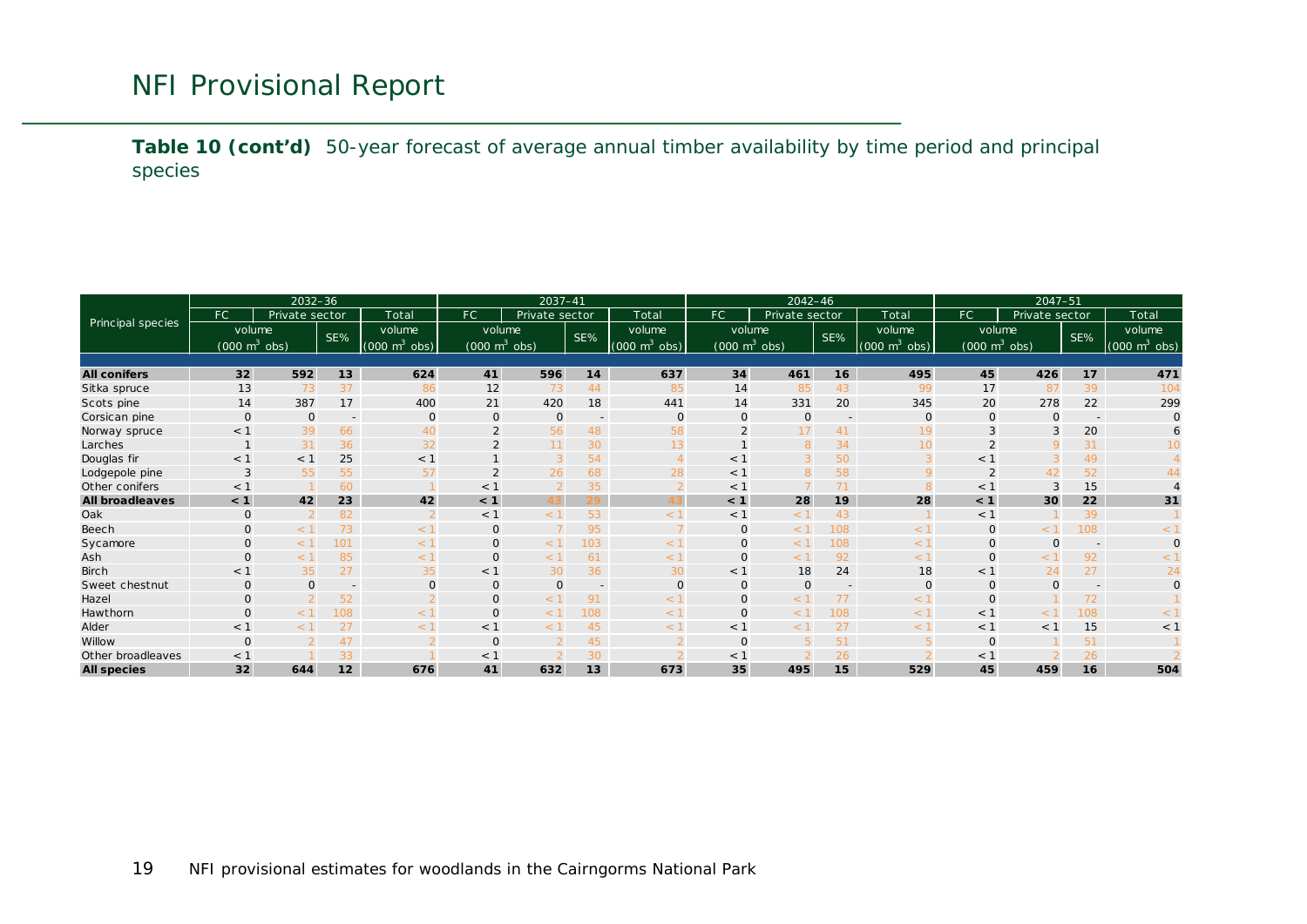**Table 10 (cont'd)** 50-year forecast of average annual timber availability by time period and principal species

| Principal species | 2032–36 | | | | 2037–41 | | | | 2042–46 | | | | 2047–51 | | | |
|---|---|---|---|---|---|---|---|---|---|---|---|---|---|---|---|---|
| | FC | Private sector | | Total | FC | Private sector | | Total | FC | Private sector | | Total | FC | Private sector | | Total |
| | volume (000 m$^3$ obs) | | SE% | volume (000 m$^3$ obs) | volume (000 m$^3$ obs) | | SE% | volume (000 m$^3$ obs) | volume (000 m$^3$ obs) | | SE% | volume (000 m$^3$ obs) | volume (000 m$^3$ obs) | | SE% | volume (000 m$^3$ obs) |
| **All conifers** | **32** | **592** | **13** | **624** | **41** | **596** | **14** | **637** | **34** | **461** | **16** | **495** | **45** | **426** | **17** | **471** |
| Sitka spruce | 13 | 73 | 37 | 86 | 12 | 73 | 44 | 85 | 14 | 85 | 43 | 99 | 17 | 87 | 39 | 104 |
| Scots pine | 14 | 387 | 17 | 400 | 21 | 420 | 18 | 441 | 14 | 331 | 20 | 345 | 20 | 278 | 22 | 299 |
| Corsican pine | 0 | 0 | - | 0 | 0 | 0 | - | 0 | 0 | 0 | - | 0 | 0 | 0 | - | 0 |
| Norway spruce | < 1 | 39 | 66 | 40 | 2 | 56 | 48 | 58 | 2 | 17 | 41 | 19 | 3 | 3 | 20 | 6 |
| Larches | 1 | 31 | 36 | 32 | 2 | 11 | 30 | 13 | 1 | 8 | 34 | 10 | 2 | 9 | 31 | 10 |
| Douglas fir | < 1 | < 1 | 25 | < 1 | 1 | 3 | 54 | 4 | < 1 | 3 | 50 | 3 | < 1 | 3 | 49 | 4 |
| Lodgepole pine | 3 | 55 | 55 | 57 | 2 | 26 | 68 | 28 | < 1 | 8 | 58 | 9 | 2 | 42 | 52 | 44 |
| Other conifers | < 1 | 1 | 60 | 1 | < 1 | 2 | 35 | 2 | < 1 | 7 | 71 | 8 | < 1 | 3 | 15 | 4 |
| **All broadleaves** | **< 1** | **42** | **23** | **42** | **< 1** | **43** | **29** | **43** | **< 1** | **28** | **19** | **28** | **< 1** | **30** | **22** | **31** |
| Oak | 0 | 2 | 82 | 2 | < 1 | < 1 | 53 | < 1 | < 1 | < 1 | 43 | 1 | < 1 | 1 | 39 | 1 |
| Beech | 0 | < 1 | 73 | < 1 | 0 | 7 | 95 | 7 | 0 | < 1 | 108 | < 1 | 0 | < 1 | 108 | < 1 |
| Sycamore | 0 | < 1 | 101 | < 1 | 0 | < 1 | 103 | < 1 | 0 | < 1 | 108 | < 1 | 0 | 0 | - | 0 |
| Ash | 0 | < 1 | 85 | < 1 | 0 | < 1 | 61 | < 1 | 0 | < 1 | 92 | < 1 | 0 | < 1 | 92 | < 1 |
| Birch | < 1 | 35 | 27 | 35 | < 1 | 30 | 36 | 30 | < 1 | 18 | 24 | 18 | < 1 | 24 | 27 | 24 |
| Sweet chestnut | 0 | 0 | - | 0 | 0 | 0 | - | 0 | 0 | 0 | - | 0 | 0 | 0 | - | 0 |
| Hazel | 0 | 2 | 52 | 2 | 0 | < 1 | 91 | < 1 | 0 | < 1 | 77 | < 1 | 0 | 1 | 72 | 1 |
| Hawthorn | 0 | < 1 | 108 | < 1 | 0 | < 1 | 108 | < 1 | 0 | < 1 | 108 | < 1 | < 1 | < 1 | 108 | < 1 |
| Alder | < 1 | < 1 | 27 | < 1 | < 1 | < 1 | 45 | < 1 | < 1 | < 1 | 27 | < 1 | < 1 | < 1 | 15 | < 1 |
| Willow | 0 | 2 | 47 | 2 | 0 | 2 | 45 | 2 | 0 | 5 | 51 | 5 | 0 | 1 | 51 | 1 |
| Other broadleaves | < 1 | 1 | 33 | 1 | < 1 | 2 | 30 | 2 | < 1 | 2 | 26 | 2 | < 1 | 2 | 26 | 2 |
| **All species** | **32** | **644** | **12** | **676** | **41** | **632** | **13** | **673** | **35** | **495** | **15** | **529** | **45** | **459** | **16** | **504** |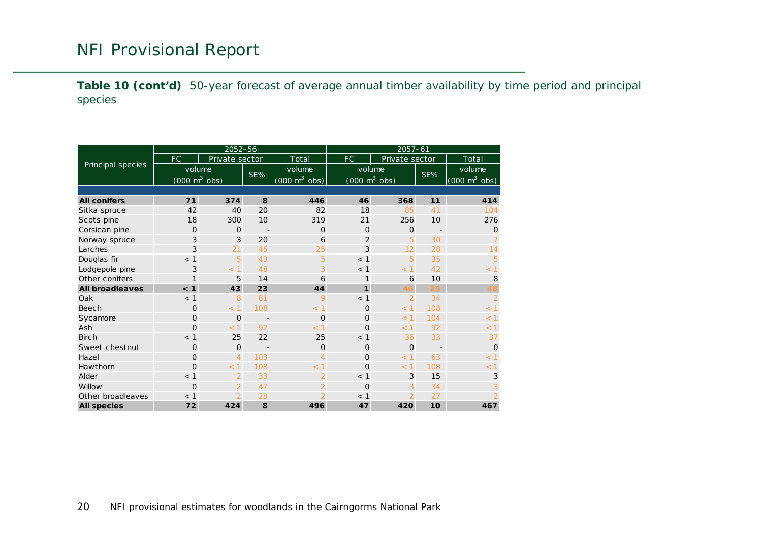**Table 10 (cont'd)** 50-year forecast of average annual timber availability by time period and principal species

| Principal species | 2052–56 | | | | 2057–61 | | | |
|---|---|---|---|---|---|---|---|---|
| | FC | Private sector | | Total | FC | Private sector | | Total |
| | volume ($000\ m^3$ obs) | | SE% | volume ($000\ m^3$ obs) | volume ($000\ m^3$ obs) | | SE% | volume ($000\ m^3$ obs) |
| **All conifers** | **71** | **374** | **8** | **446** | **46** | **368** | **11** | **414** |
| Sitka spruce | 42 | 40 | 20 | 82 | 18 | 85 | 41 | 104 |
| Scots pine | 18 | 300 | 10 | 319 | 21 | 256 | 10 | 276 |
| Corsican pine | 0 | 0 | - | 0 | 0 | 0 | - | 0 |
| Norway spruce | 3 | 3 | 20 | 6 | 2 | 5 | 30 | 7 |
| Larches | 3 | 21 | 45 | 25 | 3 | 12 | 28 | 14 |
| Douglas fir | < 1 | 5 | 43 | 5 | < 1 | 5 | 35 | 5 |
| Lodgepole pine | 3 | < 1 | 48 | 3 | < 1 | < 1 | 42 | < 1 |
| Other conifers | 1 | 5 | 14 | 6 | 1 | 6 | 10 | 8 |
| **All broadleaves** | **< 1** | **43** | **23** | **44** | **1** | **46** | **25** | **48** |
| Oak | < 1 | 8 | 81 | 9 | < 1 | 2 | 34 | 2 |
| Beech | 0 | < 1 | 108 | < 1 | 0 | < 1 | 108 | < 1 |
| Sycamore | 0 | 0 | - | 0 | 0 | < 1 | 104 | < 1 |
| Ash | 0 | < 1 | 92 | < 1 | 0 | < 1 | 92 | < 1 |
| Birch | < 1 | 25 | 22 | 25 | < 1 | 36 | 33 | 37 |
| Sweet chestnut | 0 | 0 | - | 0 | 0 | 0 | - | 0 |
| Hazel | 0 | 4 | 103 | 4 | 0 | < 1 | 63 | < 1 |
| Hawthorn | 0 | < 1 | 108 | < 1 | 0 | < 1 | 108 | < 1 |
| Alder | < 1 | 2 | 33 | 2 | < 1 | 3 | 15 | 3 |
| Willow | 0 | 2 | 47 | 2 | 0 | 3 | 34 | 3 |
| Other broadleaves | < 1 | 2 | 28 | 2 | < 1 | 2 | 27 | 2 |
| **All species** | **72** | **424** | **8** | **496** | **47** | **420** | **10** | **467** |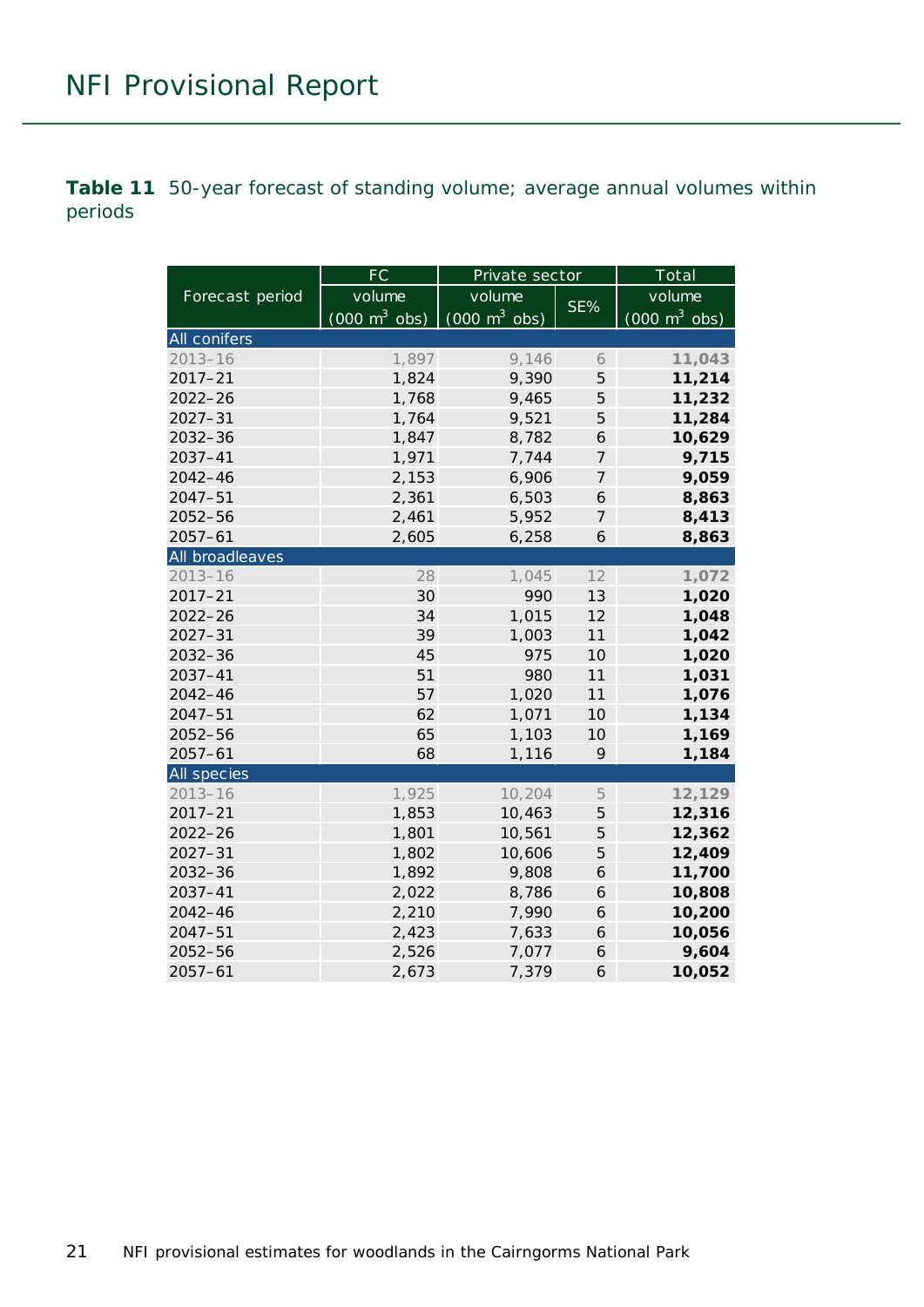**Table 11** 50-year forecast of standing volume; average annual volumes within periods

| Forecast period | FC | Private sector | | Total |
|---|---|---|---|---|
| | volume (000 $m^3$ obs) | volume (000 $m^3$ obs) | SE% | volume (000 $m^3$ obs) |
| **All conifers** | | | | |
| 2013–16 | 1,897 | 9,146 | 6 | **11,043** |
| 2017–21 | 1,824 | 9,390 | 5 | **11,214** |
| 2022–26 | 1,768 | 9,465 | 5 | **11,232** |
| 2027–31 | 1,764 | 9,521 | 5 | **11,284** |
| 2032–36 | 1,847 | 8,782 | 6 | **10,629** |
| 2037–41 | 1,971 | 7,744 | 7 | **9,715** |
| 2042–46 | 2,153 | 6,906 | 7 | **9,059** |
| 2047–51 | 2,361 | 6,503 | 6 | **8,863** |
| 2052–56 | 2,461 | 5,952 | 7 | **8,413** |
| 2057–61 | 2,605 | 6,258 | 6 | **8,863** |
| **All broadleaves** | | | | |
| 2013–16 | 28 | 1,045 | 12 | **1,072** |
| 2017–21 | 30 | 990 | 13 | **1,020** |
| 2022–26 | 34 | 1,015 | 12 | **1,048** |
| 2027–31 | 39 | 1,003 | 11 | **1,042** |
| 2032–36 | 45 | 975 | 10 | **1,020** |
| 2037–41 | 51 | 980 | 11 | **1,031** |
| 2042–46 | 57 | 1,020 | 11 | **1,076** |
| 2047–51 | 62 | 1,071 | 10 | **1,134** |
| 2052–56 | 65 | 1,103 | 10 | **1,169** |
| 2057–61 | 68 | 1,116 | 9 | **1,184** |
| **All species** | | | | |
| 2013–16 | 1,925 | 10,204 | 5 | **12,129** |
| 2017–21 | 1,853 | 10,463 | 5 | **12,316** |
| 2022–26 | 1,801 | 10,561 | 5 | **12,362** |
| 2027–31 | 1,802 | 10,606 | 5 | **12,409** |
| 2032–36 | 1,892 | 9,808 | 6 | **11,700** |
| 2037–41 | 2,022 | 8,786 | 6 | **10,808** |
| 2042–46 | 2,210 | 7,990 | 6 | **10,200** |
| 2047–51 | 2,423 | 7,633 | 6 | **10,056** |
| 2052–56 | 2,526 | 7,077 | 6 | **9,604** |
| 2057–61 | 2,673 | 7,379 | 6 | **10,052** |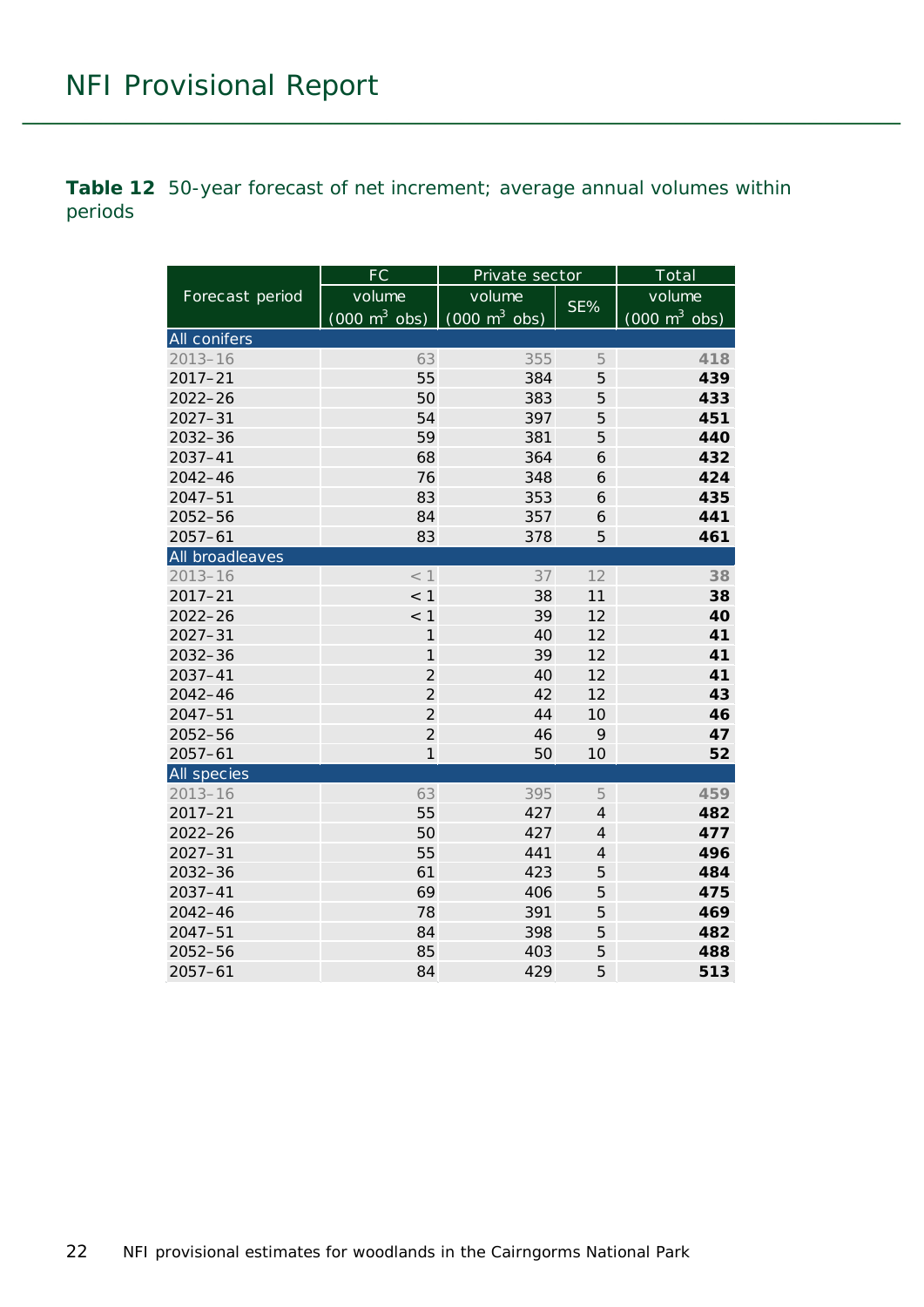**Table 12** 50-year forecast of net increment; average annual volumes within periods

| Forecast period | FC | Private sector | | Total |
|---|---|---|---|---|
| | volume (000 $m^3$ obs) | volume (000 $m^3$ obs) | SE% | volume (000 $m^3$ obs) |
| **All conifers** | | | | |
| 2013–16 | 63 | 355 | 5 | **418** |
| 2017–21 | 55 | 384 | 5 | **439** |
| 2022–26 | 50 | 383 | 5 | **433** |
| 2027–31 | 54 | 397 | 5 | **451** |
| 2032–36 | 59 | 381 | 5 | **440** |
| 2037–41 | 68 | 364 | 6 | **432** |
| 2042–46 | 76 | 348 | 6 | **424** |
| 2047–51 | 83 | 353 | 6 | **435** |
| 2052–56 | 84 | 357 | 6 | **441** |
| 2057–61 | 83 | 378 | 5 | **461** |
| **All broadleaves** | | | | |
| 2013–16 | < 1 | 37 | 12 | **38** |
| 2017–21 | < 1 | 38 | 11 | **38** |
| 2022–26 | < 1 | 39 | 12 | **40** |
| 2027–31 | 1 | 40 | 12 | **41** |
| 2032–36 | 1 | 39 | 12 | **41** |
| 2037–41 | 2 | 40 | 12 | **41** |
| 2042–46 | 2 | 42 | 12 | **43** |
| 2047–51 | 2 | 44 | 10 | **46** |
| 2052–56 | 2 | 46 | 9 | **47** |
| 2057–61 | 1 | 50 | 10 | **52** |
| **All species** | | | | |
| 2013–16 | 63 | 395 | 5 | **459** |
| 2017–21 | 55 | 427 | 4 | **482** |
| 2022–26 | 50 | 427 | 4 | **477** |
| 2027–31 | 55 | 441 | 4 | **496** |
| 2032–36 | 61 | 423 | 5 | **484** |
| 2037–41 | 69 | 406 | 5 | **475** |
| 2042–46 | 78 | 391 | 5 | **469** |
| 2047–51 | 84 | 398 | 5 | **482** |
| 2052–56 | 85 | 403 | 5 | **488** |
| 2057–61 | 84 | 429 | 5 | **513** |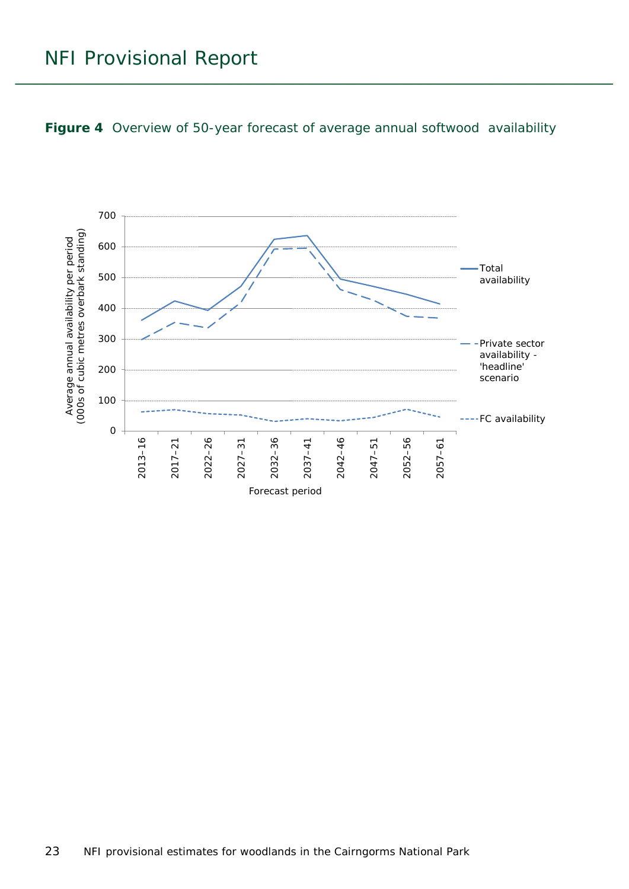**Figure 4** Overview of 50-year forecast of average annual softwood availability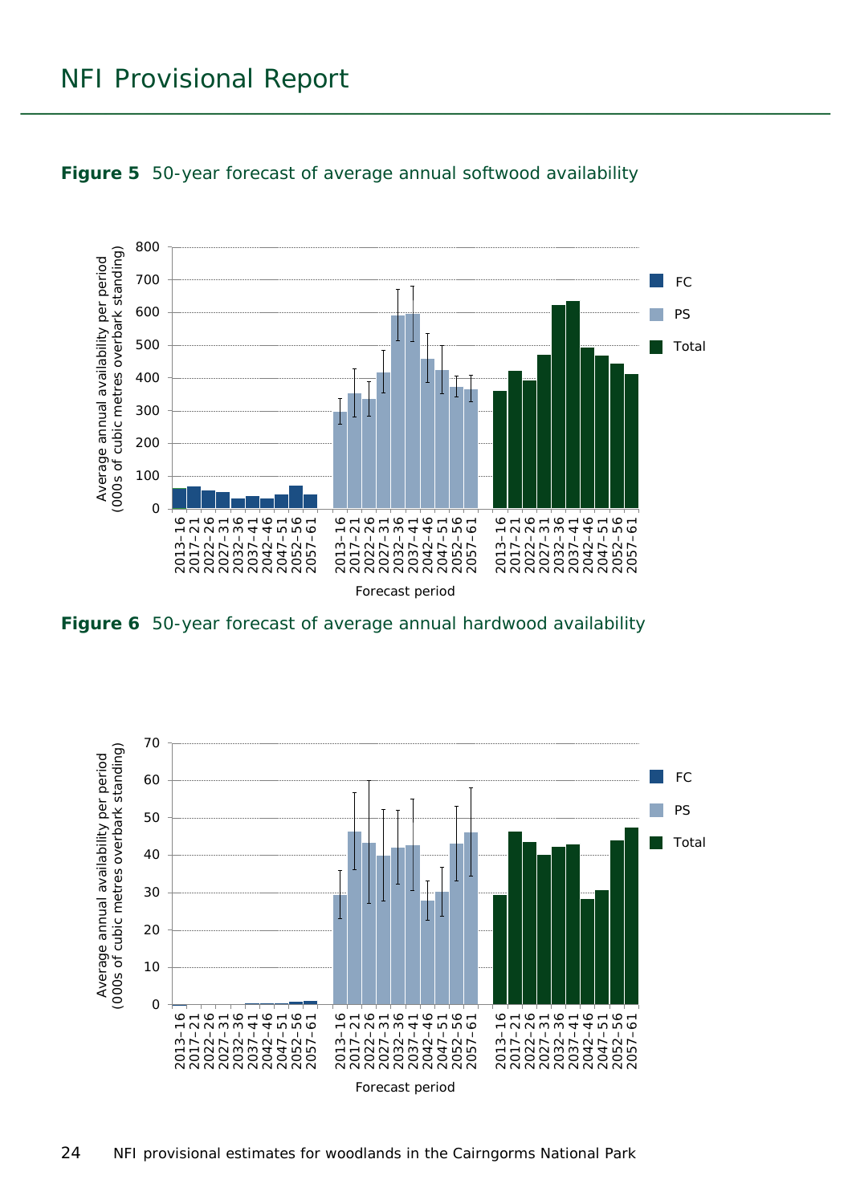**Figure 5** 50-year forecast of average annual softwood availability

**Figure 6** 50-year forecast of average annual hardwood availability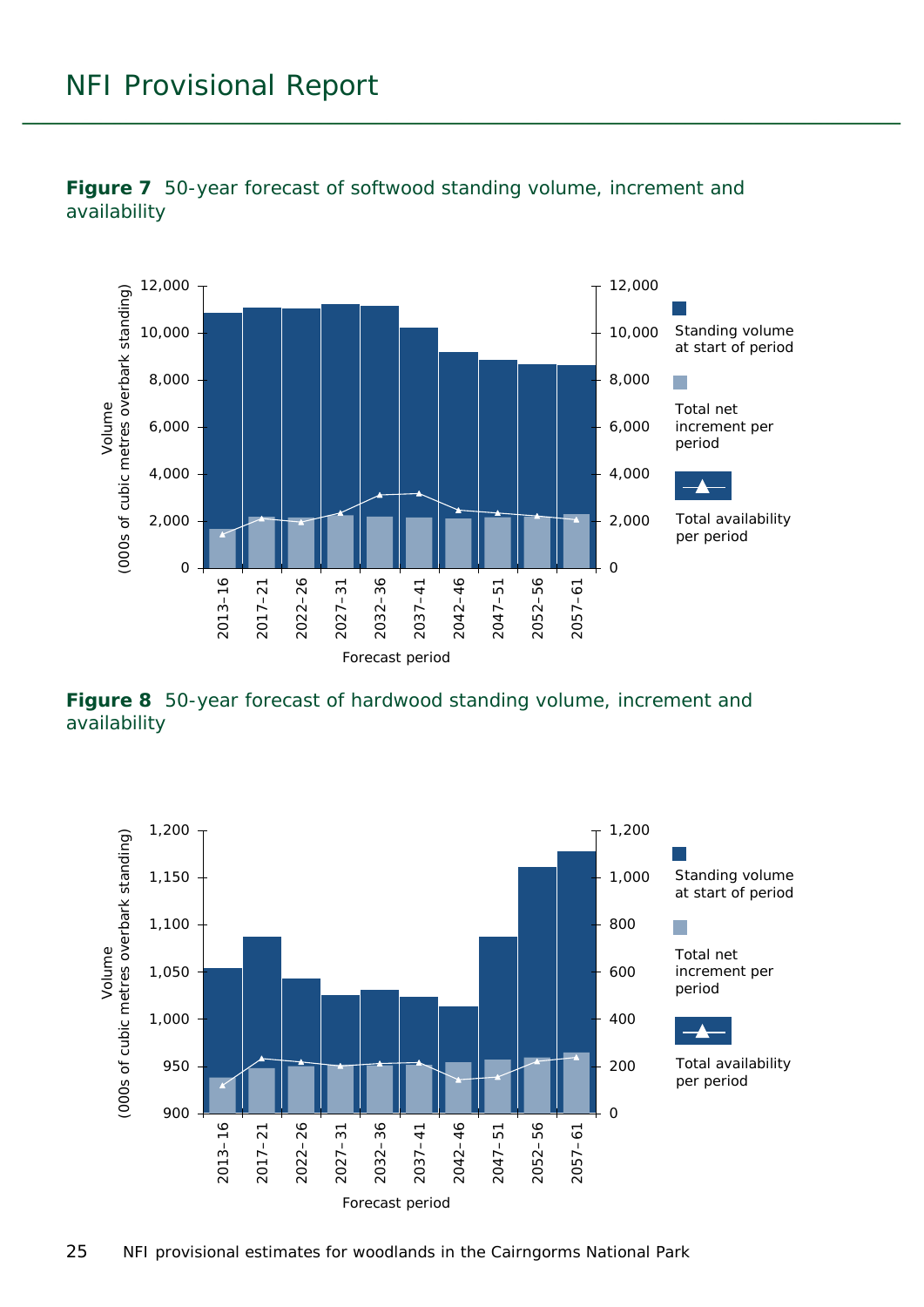**Figure 7** 50-year forecast of softwood standing volume, increment and availability

**Figure 8** 50-year forecast of hardwood standing volume, increment and availability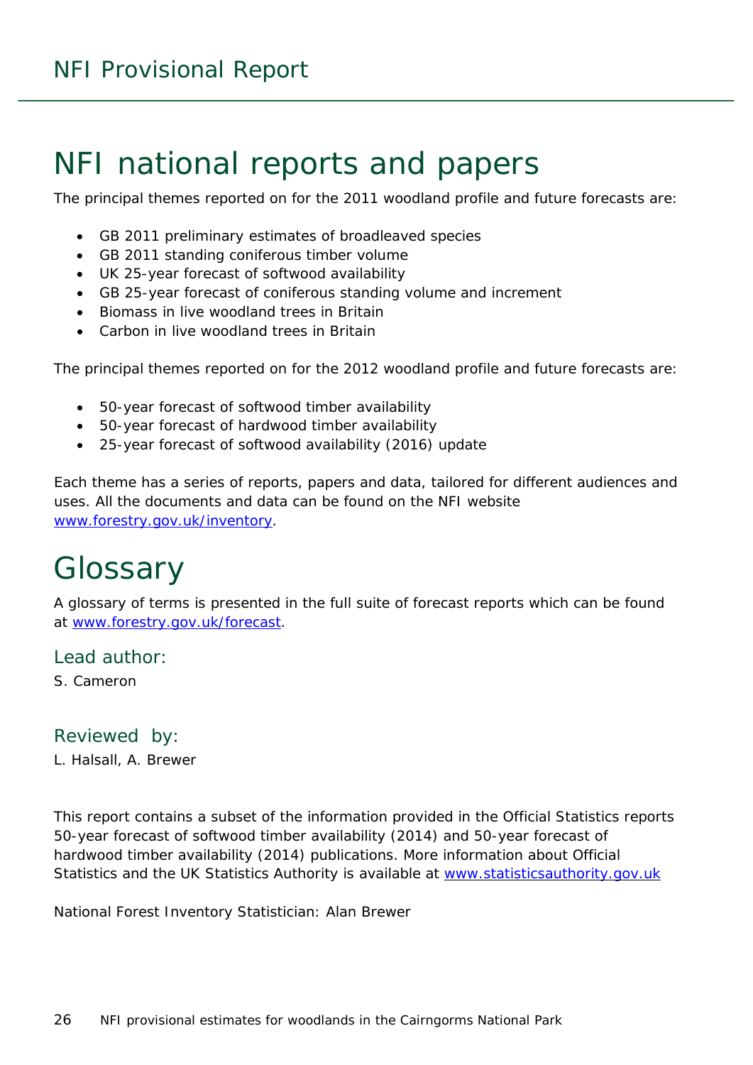# NFI national reports and papers

The principal themes reported on for the 2011 woodland profile and future forecasts are:

- GB 2011 preliminary estimates of broadleaved species
- GB 2011 standing coniferous timber volume
- UK 25-year forecast of softwood availability
- GB 25-year forecast of coniferous standing volume and increment
- Biomass in live woodland trees in Britain
- Carbon in live woodland trees in Britain

The principal themes reported on for the 2012 woodland profile and future forecasts are:

- 50-year forecast of softwood timber availability
- 50-year forecast of hardwood timber availability
- 25-year forecast of softwood availability (2016) update

Each theme has a series of reports, papers and data, tailored for different audiences and uses. All the documents and data can be found on the NFI website www.forestry.gov.uk/inventory.

# Glossary

A glossary of terms is presented in the full suite of forecast reports which can be found at www.forestry.gov.uk/forecast.

## Lead author:

S. Cameron

## Reviewed by:

L. Halsall, A. Brewer

This report contains a subset of the information provided in the Official Statistics reports 50-year forecast of softwood timber availability (2014) and 50-year forecast of hardwood timber availability (2014) publications. More information about Official Statistics and the UK Statistics Authority is available at www.statisticsauthority.gov.uk

National Forest Inventory Statistician: Alan Brewer